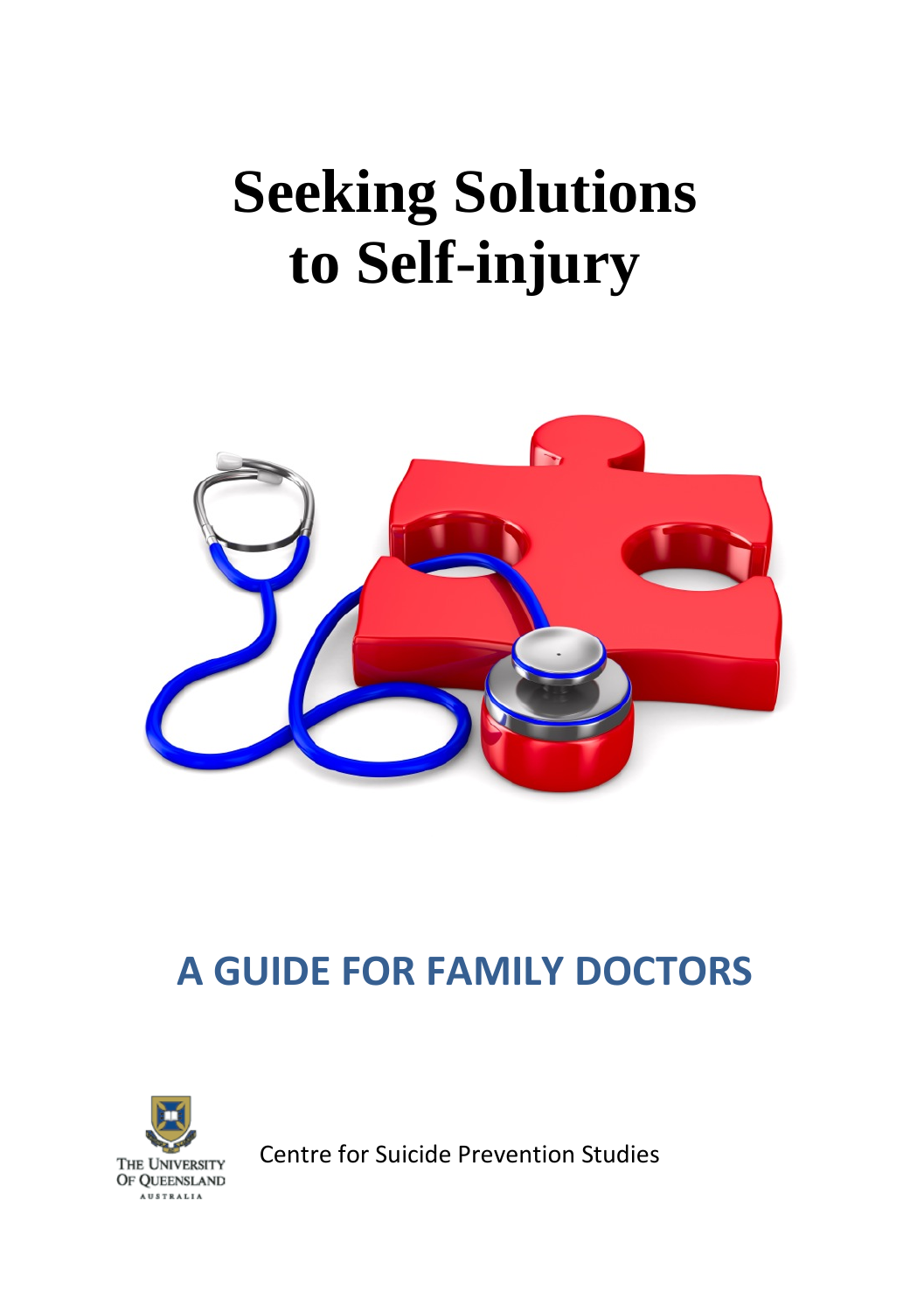# Seeking Solutions to Self-injury

## A GUIDE FOR FAMILY DOCTORS

The University of Queensland Australia

Centre for Suicide Prevention Studies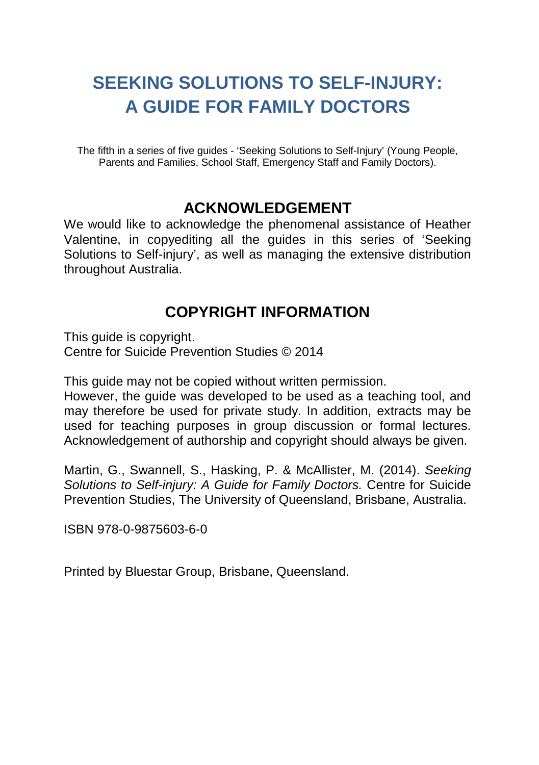# SEEKING SOLUTIONS TO SELF-INJURY: A GUIDE FOR FAMILY DOCTORS

The fifth in a series of five guides - 'Seeking Solutions to Self-Injury' (Young People, Parents and Families, School Staff, Emergency Staff and Family Doctors).

## ACKNOWLEDGEMENT

We would like to acknowledge the phenomenal assistance of Heather Valentine, in copyediting all the guides in this series of 'Seeking Solutions to Self-injury', as well as managing the extensive distribution throughout Australia.

## COPYRIGHT INFORMATION

This guide is copyright.
Centre for Suicide Prevention Studies © 2014

This guide may not be copied without written permission.
However, the guide was developed to be used as a teaching tool, and may therefore be used for private study. In addition, extracts may be used for teaching purposes in group discussion or formal lectures. Acknowledgement of authorship and copyright should always be given.

Martin, G., Swannell, S., Hasking, P. & McAllister, M. (2014). *Seeking Solutions to Self-injury: A Guide for Family Doctors.* Centre for Suicide Prevention Studies, The University of Queensland, Brisbane, Australia.

ISBN 978-0-9875603-6-0

Printed by Bluestar Group, Brisbane, Queensland.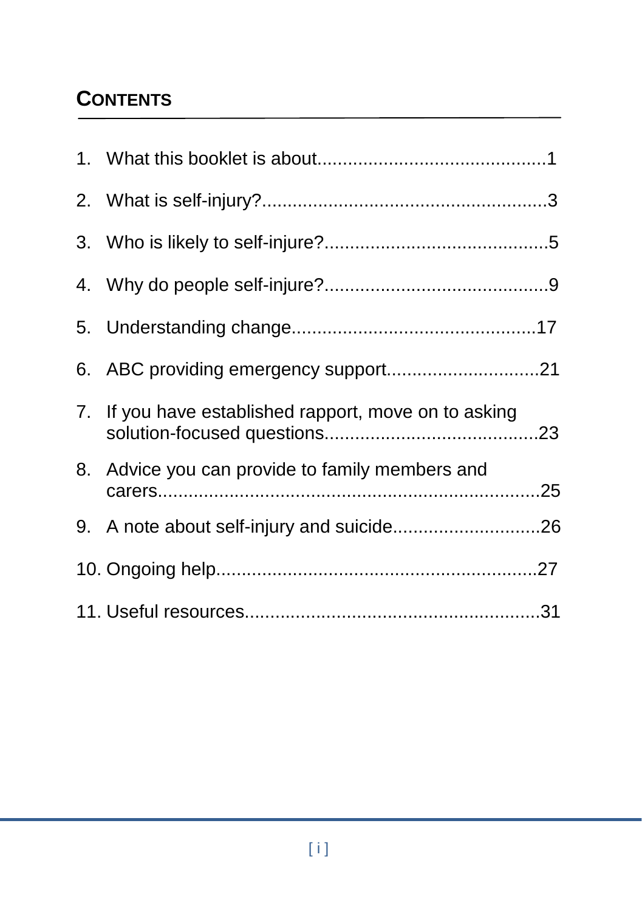## CONTENTS

1. What this booklet is about.............................................1
2. What is self-injury?.........................................................3
3. Who is likely to self-injure?............................................5
4. Why do people self-injure?............................................9
5. Understanding change................................................17
6. ABC providing emergency support..............................21
7. If you have established rapport, move on to asking solution-focused questions..........................................23
8. Advice you can provide to family members and carers............................................................................25
9. A note about self-injury and suicide.............................26
10. Ongoing help...............................................................27
11. Useful resources..........................................................31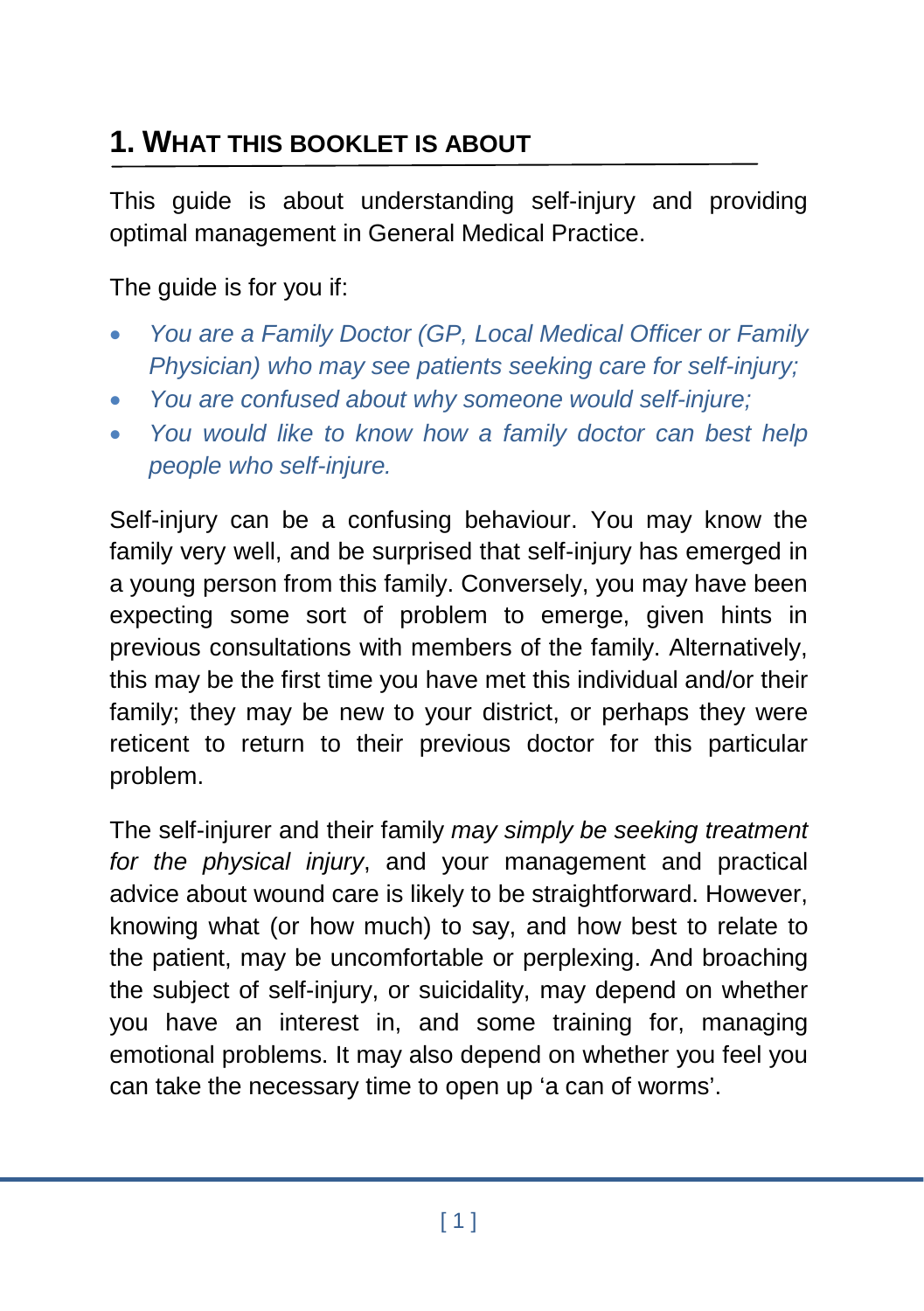## 1. WHAT THIS BOOKLET IS ABOUT

This guide is about understanding self-injury and providing optimal management in General Medical Practice.

The guide is for you if:

- *You are a Family Doctor (GP, Local Medical Officer or Family Physician) who may see patients seeking care for self-injury;*
- *You are confused about why someone would self-injure;*
- *You would like to know how a family doctor can best help people who self-injure.*

Self-injury can be a confusing behaviour. You may know the family very well, and be surprised that self-injury has emerged in a young person from this family. Conversely, you may have been expecting some sort of problem to emerge, given hints in previous consultations with members of the family. Alternatively, this may be the first time you have met this individual and/or their family; they may be new to your district, or perhaps they were reticent to return to their previous doctor for this particular problem.

The self-injurer and their family *may simply be seeking treatment for the physical injury*, and your management and practical advice about wound care is likely to be straightforward. However, knowing what (or how much) to say, and how best to relate to the patient, may be uncomfortable or perplexing. And broaching the subject of self-injury, or suicidality, may depend on whether you have an interest in, and some training for, managing emotional problems. It may also depend on whether you feel you can take the necessary time to open up 'a can of worms'.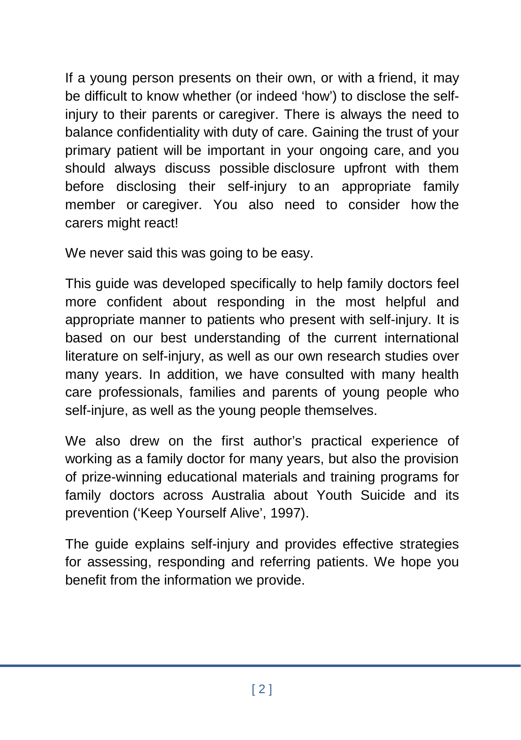If a young person presents on their own, or with a friend, it may be difficult to know whether (or indeed 'how') to disclose the self-injury to their parents or caregiver. There is always the need to balance confidentiality with duty of care. Gaining the trust of your primary patient will be important in your ongoing care, and you should always discuss possible disclosure upfront with them before disclosing their self-injury to an appropriate family member or caregiver. You also need to consider how the carers might react!

We never said this was going to be easy.

This guide was developed specifically to help family doctors feel more confident about responding in the most helpful and appropriate manner to patients who present with self-injury. It is based on our best understanding of the current international literature on self-injury, as well as our own research studies over many years. In addition, we have consulted with many health care professionals, families and parents of young people who self-injure, as well as the young people themselves.

We also drew on the first author's practical experience of working as a family doctor for many years, but also the provision of prize-winning educational materials and training programs for family doctors across Australia about Youth Suicide and its prevention ('Keep Yourself Alive', 1997).

The guide explains self-injury and provides effective strategies for assessing, responding and referring patients. We hope you benefit from the information we provide.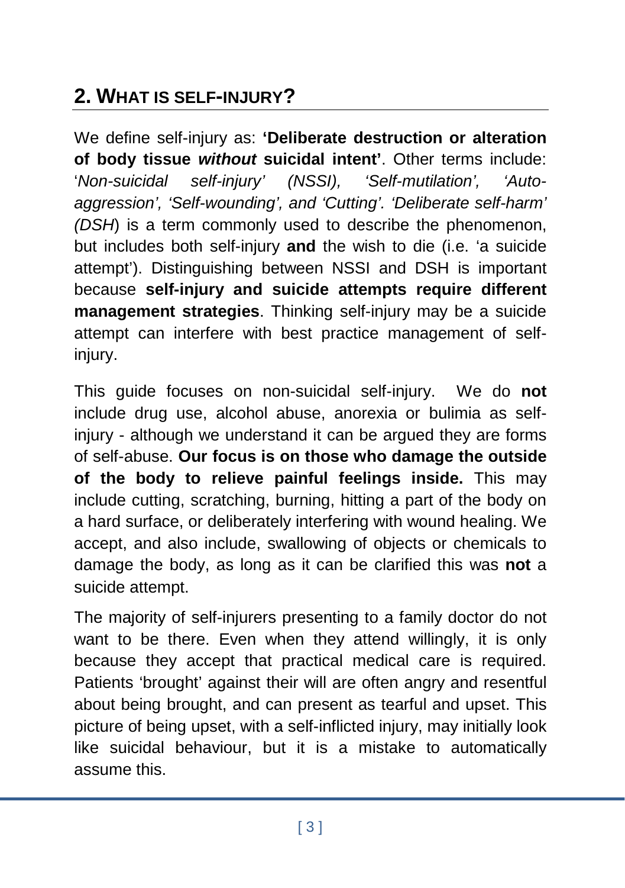## 2. WHAT IS SELF-INJURY?

We define self-injury as: **'Deliberate destruction or alteration of body tissue *without* suicidal intent'**. Other terms include: '*Non-suicidal self-injury' (NSSI), 'Self-mutilation', 'Auto-aggression', 'Self-wounding', and 'Cutting'. 'Deliberate self-harm' (DSH*) is a term commonly used to describe the phenomenon, but includes both self-injury **and** the wish to die (i.e. 'a suicide attempt'). Distinguishing between NSSI and DSH is important because **self-injury and suicide attempts require different management strategies**. Thinking self-injury may be a suicide attempt can interfere with best practice management of self-injury.

This guide focuses on non-suicidal self-injury. We do **not** include drug use, alcohol abuse, anorexia or bulimia as self-injury - although we understand it can be argued they are forms of self-abuse. **Our focus is on those who damage the outside of the body to relieve painful feelings inside.** This may include cutting, scratching, burning, hitting a part of the body on a hard surface, or deliberately interfering with wound healing. We accept, and also include, swallowing of objects or chemicals to damage the body, as long as it can be clarified this was **not** a suicide attempt.

The majority of self-injurers presenting to a family doctor do not want to be there. Even when they attend willingly, it is only because they accept that practical medical care is required. Patients 'brought' against their will are often angry and resentful about being brought, and can present as tearful and upset. This picture of being upset, with a self-inflicted injury, may initially look like suicidal behaviour, but it is a mistake to automatically assume this.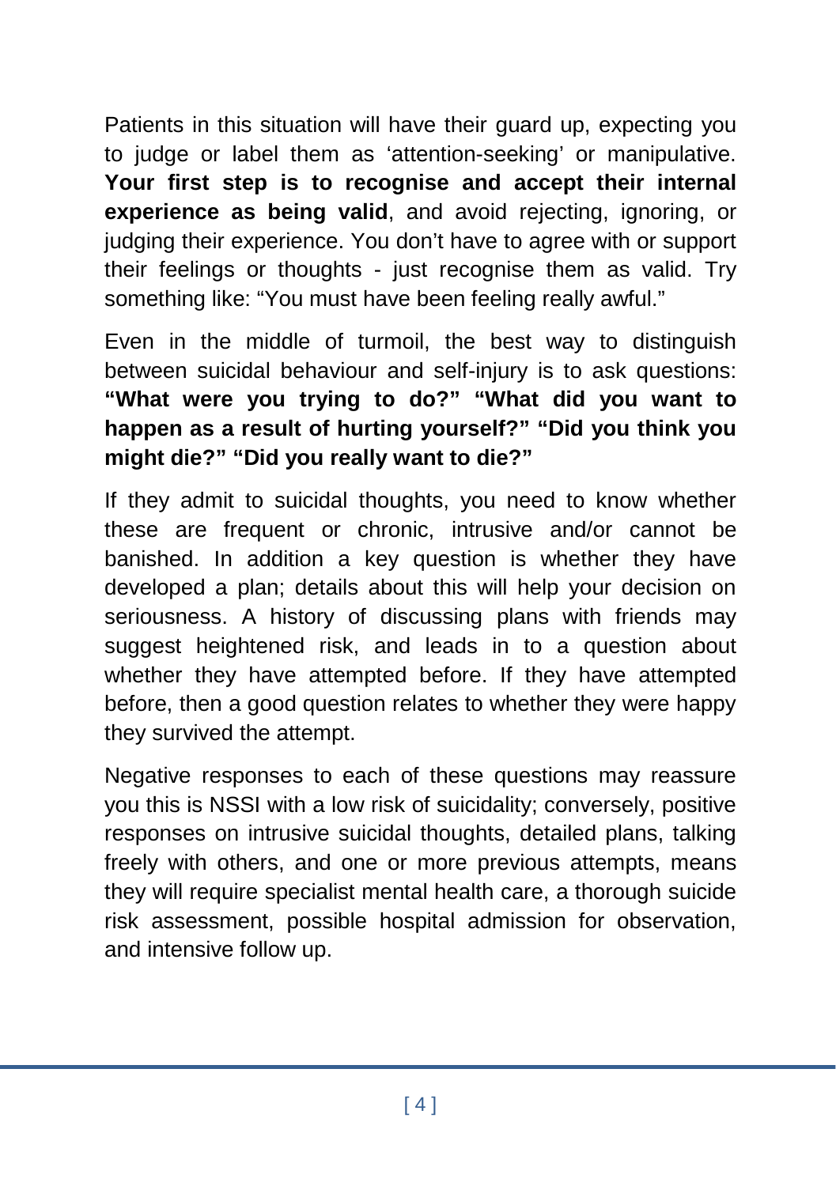Patients in this situation will have their guard up, expecting you to judge or label them as 'attention-seeking' or manipulative. **Your first step is to recognise and accept their internal experience as being valid**, and avoid rejecting, ignoring, or judging their experience. You don't have to agree with or support their feelings or thoughts - just recognise them as valid. Try something like: "You must have been feeling really awful."

Even in the middle of turmoil, the best way to distinguish between suicidal behaviour and self-injury is to ask questions: **"What were you trying to do?" "What did you want to happen as a result of hurting yourself?" "Did you think you might die?" "Did you really want to die?"**

If they admit to suicidal thoughts, you need to know whether these are frequent or chronic, intrusive and/or cannot be banished. In addition a key question is whether they have developed a plan; details about this will help your decision on seriousness. A history of discussing plans with friends may suggest heightened risk, and leads in to a question about whether they have attempted before. If they have attempted before, then a good question relates to whether they were happy they survived the attempt.

Negative responses to each of these questions may reassure you this is NSSI with a low risk of suicidality; conversely, positive responses on intrusive suicidal thoughts, detailed plans, talking freely with others, and one or more previous attempts, means they will require specialist mental health care, a thorough suicide risk assessment, possible hospital admission for observation, and intensive follow up.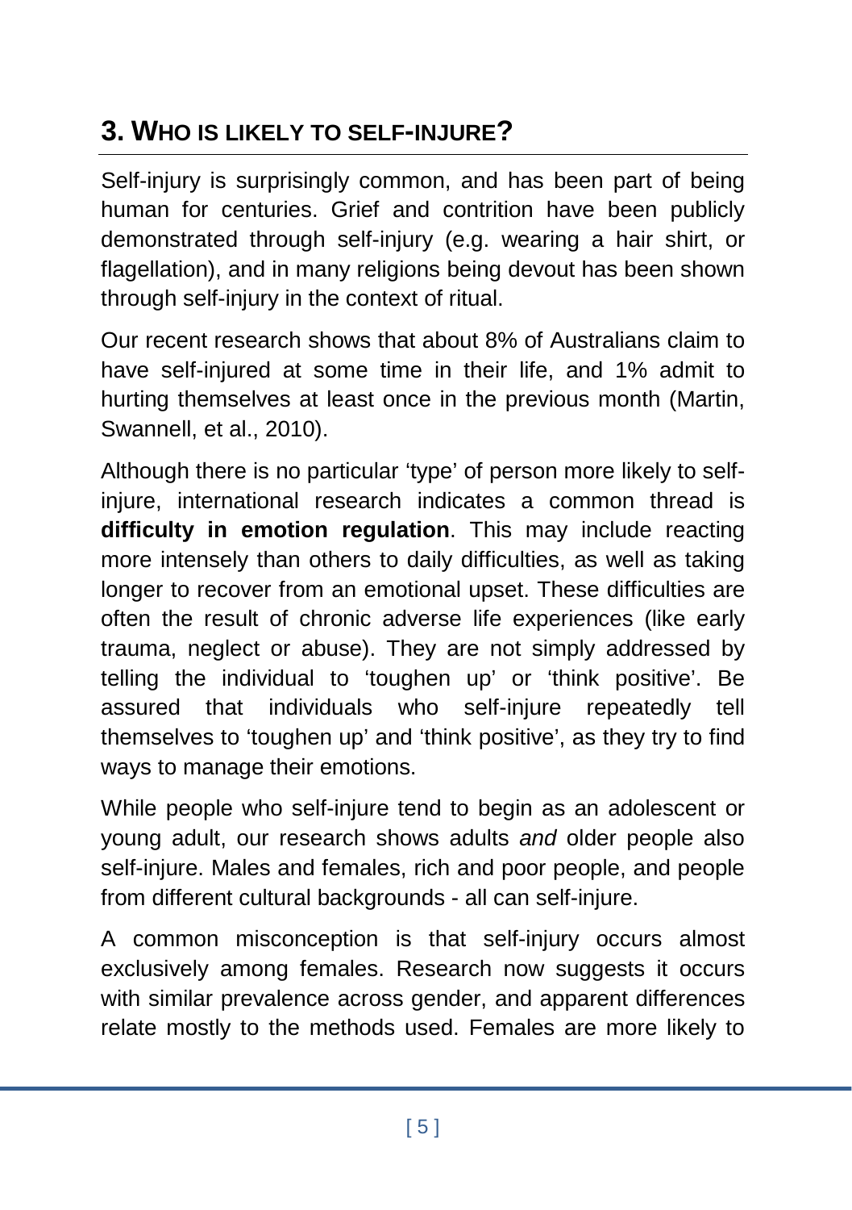## 3. Who is likely to self-injure?

Self-injury is surprisingly common, and has been part of being human for centuries. Grief and contrition have been publicly demonstrated through self-injury (e.g. wearing a hair shirt, or flagellation), and in many religions being devout has been shown through self-injury in the context of ritual.

Our recent research shows that about 8% of Australians claim to have self-injured at some time in their life, and 1% admit to hurting themselves at least once in the previous month (Martin, Swannell, et al., 2010).

Although there is no particular 'type' of person more likely to self-injure, international research indicates a common thread is **difficulty in emotion regulation**. This may include reacting more intensely than others to daily difficulties, as well as taking longer to recover from an emotional upset. These difficulties are often the result of chronic adverse life experiences (like early trauma, neglect or abuse). They are not simply addressed by telling the individual to 'toughen up' or 'think positive'. Be assured that individuals who self-injure repeatedly tell themselves to 'toughen up' and 'think positive', as they try to find ways to manage their emotions.

While people who self-injure tend to begin as an adolescent or young adult, our research shows adults *and* older people also self-injure. Males and females, rich and poor people, and people from different cultural backgrounds - all can self-injure.

A common misconception is that self-injury occurs almost exclusively among females. Research now suggests it occurs with similar prevalence across gender, and apparent differences relate mostly to the methods used. Females are more likely to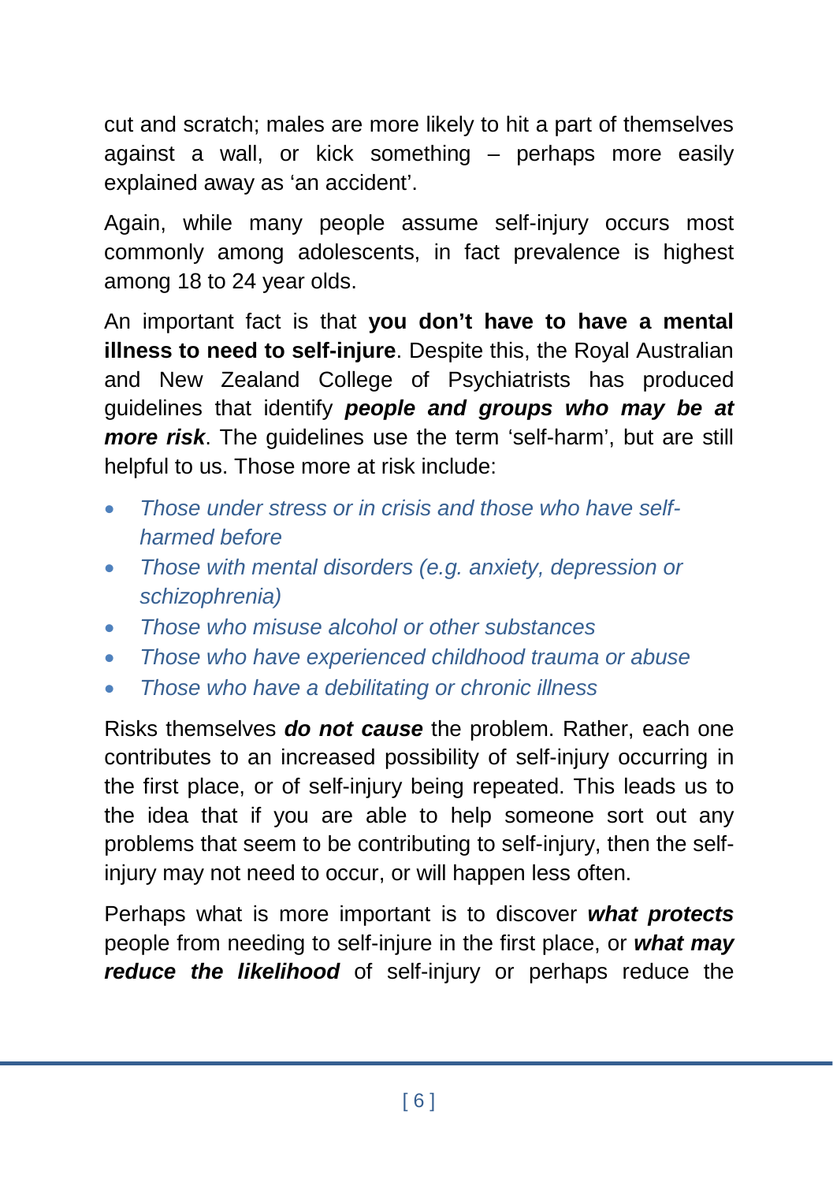cut and scratch; males are more likely to hit a part of themselves against a wall, or kick something – perhaps more easily explained away as 'an accident'.

Again, while many people assume self-injury occurs most commonly among adolescents, in fact prevalence is highest among 18 to 24 year olds.

An important fact is that **you don't have to have a mental illness to need to self-injure**. Despite this, the Royal Australian and New Zealand College of Psychiatrists has produced guidelines that identify ***people and groups who may be at more risk***. The guidelines use the term 'self-harm', but are still helpful to us. Those more at risk include:

- *Those under stress or in crisis and those who have self-harmed before*
- *Those with mental disorders (e.g. anxiety, depression or schizophrenia)*
- *Those who misuse alcohol or other substances*
- *Those who have experienced childhood trauma or abuse*
- *Those who have a debilitating or chronic illness*

Risks themselves ***do not cause*** the problem. Rather, each one contributes to an increased possibility of self-injury occurring in the first place, or of self-injury being repeated. This leads us to the idea that if you are able to help someone sort out any problems that seem to be contributing to self-injury, then the self-injury may not need to occur, or will happen less often.

Perhaps what is more important is to discover ***what protects*** people from needing to self-injure in the first place, or ***what may reduce the likelihood*** of self-injury or perhaps reduce the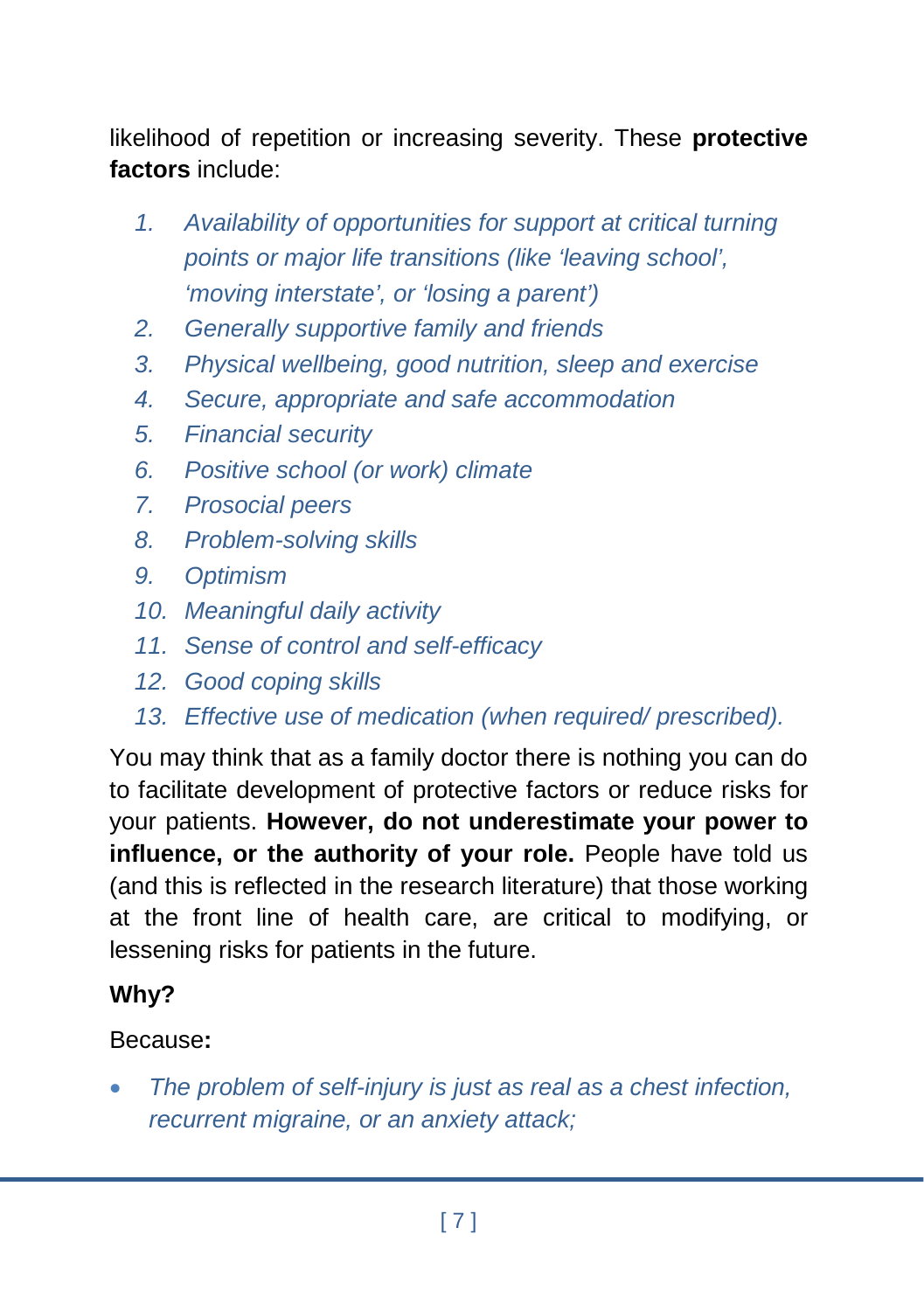likelihood of repetition or increasing severity. These **protective factors** include:

1. *Availability of opportunities for support at critical turning points or major life transitions (like 'leaving school', 'moving interstate', or 'losing a parent')*
2. *Generally supportive family and friends*
3. *Physical wellbeing, good nutrition, sleep and exercise*
4. *Secure, appropriate and safe accommodation*
5. *Financial security*
6. *Positive school (or work) climate*
7. *Prosocial peers*
8. *Problem-solving skills*
9. *Optimism*
10. *Meaningful daily activity*
11. *Sense of control and self-efficacy*
12. *Good coping skills*
13. *Effective use of medication (when required/ prescribed).*

You may think that as a family doctor there is nothing you can do to facilitate development of protective factors or reduce risks for your patients. **However, do not underestimate your power to influence, or the authority of your role.** People have told us (and this is reflected in the research literature) that those working at the front line of health care, are critical to modifying, or lessening risks for patients in the future.

**Why?**

Because**:**

- *The problem of self-injury is just as real as a chest infection, recurrent migraine, or an anxiety attack;*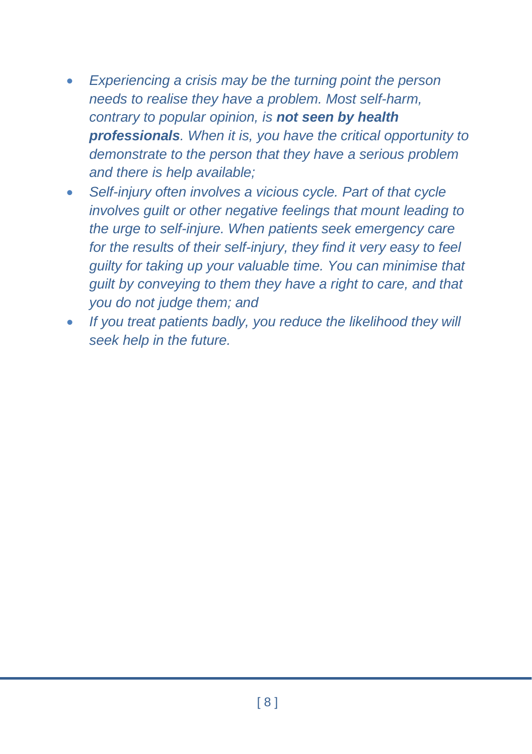- *Experiencing a crisis may be the turning point the person needs to realise they have a problem. Most self-harm, contrary to popular opinion, is **not seen by health professionals**. When it is, you have the critical opportunity to demonstrate to the person that they have a serious problem and there is help available;*
- *Self-injury often involves a vicious cycle. Part of that cycle involves guilt or other negative feelings that mount leading to the urge to self-injure. When patients seek emergency care for the results of their self-injury, they find it very easy to feel guilty for taking up your valuable time. You can minimise that guilt by conveying to them they have a right to care, and that you do not judge them; and*
- *If you treat patients badly, you reduce the likelihood they will seek help in the future.*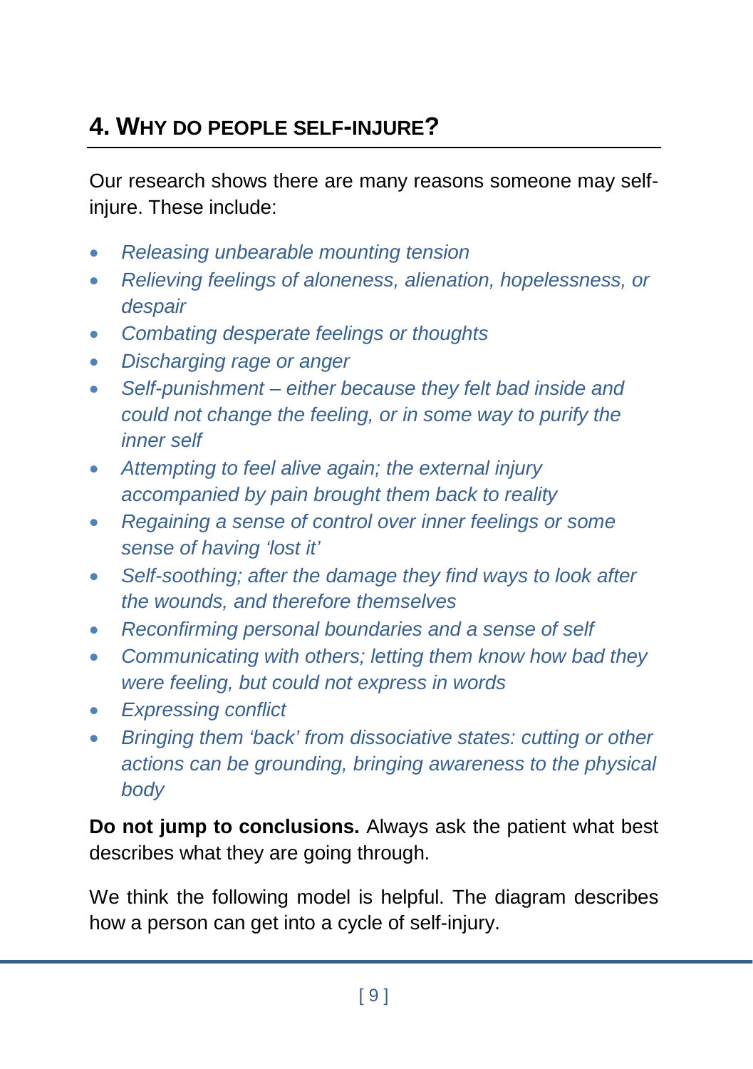## 4. Why do people self-injure?

Our research shows there are many reasons someone may self-injure. These include:

- *Releasing unbearable mounting tension*
- *Relieving feelings of aloneness, alienation, hopelessness, or despair*
- *Combating desperate feelings or thoughts*
- *Discharging rage or anger*
- *Self-punishment – either because they felt bad inside and could not change the feeling, or in some way to purify the inner self*
- *Attempting to feel alive again; the external injury accompanied by pain brought them back to reality*
- *Regaining a sense of control over inner feelings or some sense of having 'lost it'*
- *Self-soothing; after the damage they find ways to look after the wounds, and therefore themselves*
- *Reconfirming personal boundaries and a sense of self*
- *Communicating with others; letting them know how bad they were feeling, but could not express in words*
- *Expressing conflict*
- *Bringing them 'back' from dissociative states: cutting or other actions can be grounding, bringing awareness to the physical body*

**Do not jump to conclusions.** Always ask the patient what best describes what they are going through.

We think the following model is helpful. The diagram describes how a person can get into a cycle of self-injury.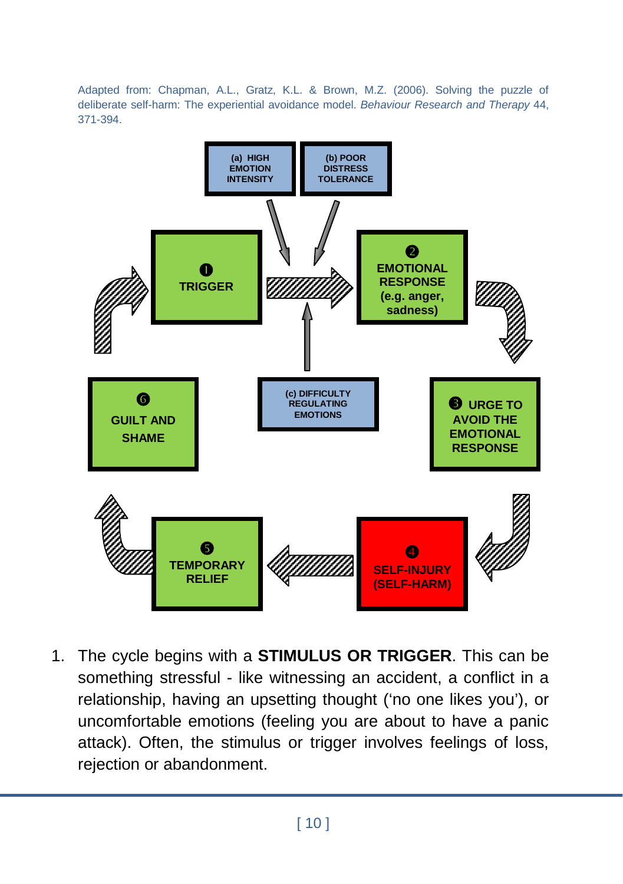Adapted from: Chapman, A.L., Gratz, K.L. & Brown, M.Z. (2006). Solving the puzzle of deliberate self-harm: The experiential avoidance model. *Behaviour Research and Therapy* 44, 371-394.

(a) HIGH EMOTION INTENSITY

(b) POOR DISTRESS TOLERANCE

(c) DIFFICULTY REGULATING EMOTIONS

1. TRIGGER

2. EMOTIONAL RESPONSE (e.g. anger, sadness)

3. URGE TO AVOID THE EMOTIONAL RESPONSE

4. SELF-INJURY (SELF-HARM)

5. TEMPORARY RELIEF

6. GUILT AND SHAME

1. The cycle begins with a **STIMULUS OR TRIGGER**. This can be something stressful - like witnessing an accident, a conflict in a relationship, having an upsetting thought ('no one likes you'), or uncomfortable emotions (feeling you are about to have a panic attack). Often, the stimulus or trigger involves feelings of loss, rejection or abandonment.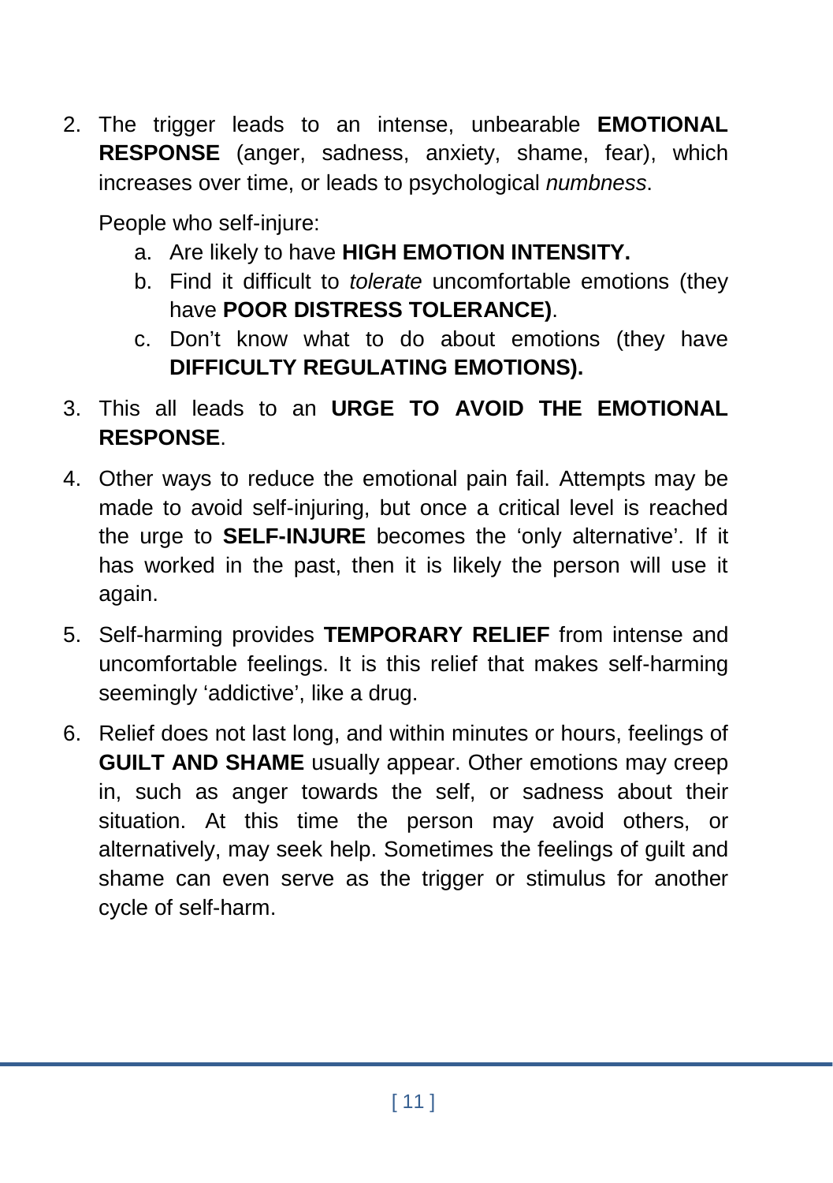2. The trigger leads to an intense, unbearable **EMOTIONAL RESPONSE** (anger, sadness, anxiety, shame, fear), which increases over time, or leads to psychological *numbness*.

   People who self-injure:

   a. Are likely to have **HIGH EMOTION INTENSITY.**
   b. Find it difficult to *tolerate* uncomfortable emotions (they have **POOR DISTRESS TOLERANCE)**.
   c. Don't know what to do about emotions (they have **DIFFICULTY REGULATING EMOTIONS).**

3. This all leads to an **URGE TO AVOID THE EMOTIONAL RESPONSE**.

4. Other ways to reduce the emotional pain fail. Attempts may be made to avoid self-injuring, but once a critical level is reached the urge to **SELF-INJURE** becomes the 'only alternative'. If it has worked in the past, then it is likely the person will use it again.

5. Self-harming provides **TEMPORARY RELIEF** from intense and uncomfortable feelings. It is this relief that makes self-harming seemingly 'addictive', like a drug.

6. Relief does not last long, and within minutes or hours, feelings of **GUILT AND SHAME** usually appear. Other emotions may creep in, such as anger towards the self, or sadness about their situation. At this time the person may avoid others, or alternatively, may seek help. Sometimes the feelings of guilt and shame can even serve as the trigger or stimulus for another cycle of self-harm.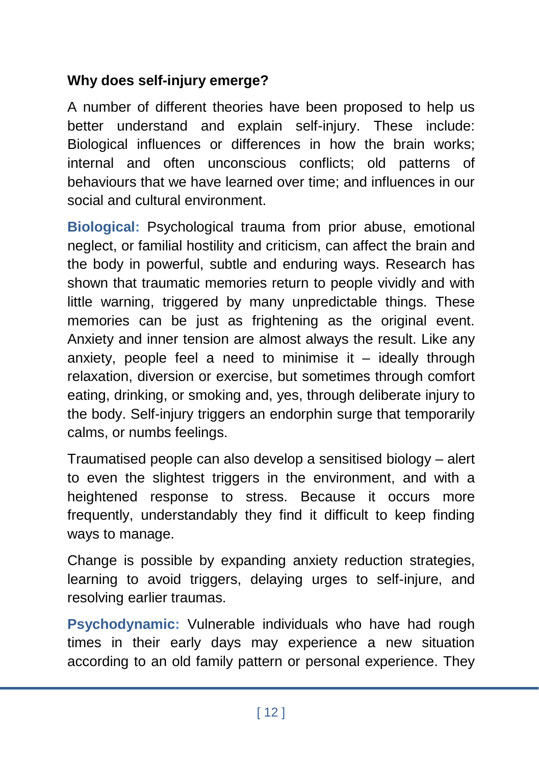### Why does self-injury emerge?

A number of different theories have been proposed to help us better understand and explain self-injury. These include: Biological influences or differences in how the brain works; internal and often unconscious conflicts; old patterns of behaviours that we have learned over time; and influences in our social and cultural environment.

**Biological:** Psychological trauma from prior abuse, emotional neglect, or familial hostility and criticism, can affect the brain and the body in powerful, subtle and enduring ways. Research has shown that traumatic memories return to people vividly and with little warning, triggered by many unpredictable things. These memories can be just as frightening as the original event. Anxiety and inner tension are almost always the result. Like any anxiety, people feel a need to minimise it – ideally through relaxation, diversion or exercise, but sometimes through comfort eating, drinking, or smoking and, yes, through deliberate injury to the body. Self-injury triggers an endorphin surge that temporarily calms, or numbs feelings.

Traumatised people can also develop a sensitised biology – alert to even the slightest triggers in the environment, and with a heightened response to stress. Because it occurs more frequently, understandably they find it difficult to keep finding ways to manage.

Change is possible by expanding anxiety reduction strategies, learning to avoid triggers, delaying urges to self-injure, and resolving earlier traumas.

**Psychodynamic:** Vulnerable individuals who have had rough times in their early days may experience a new situation according to an old family pattern or personal experience. They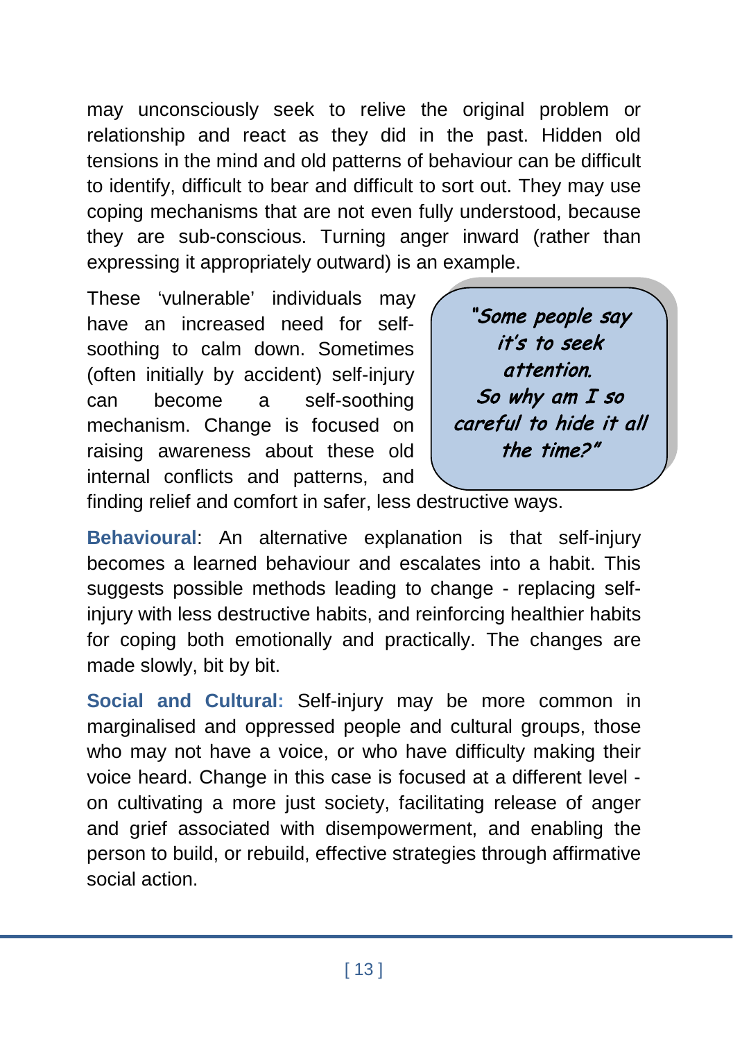may unconsciously seek to relive the original problem or relationship and react as they did in the past. Hidden old tensions in the mind and old patterns of behaviour can be difficult to identify, difficult to bear and difficult to sort out. They may use coping mechanisms that are not even fully understood, because they are sub-conscious. Turning anger inward (rather than expressing it appropriately outward) is an example.

These 'vulnerable' individuals may have an increased need for self-soothing to calm down. Sometimes (often initially by accident) self-injury can become a self-soothing mechanism. Change is focused on raising awareness about these old internal conflicts and patterns, and finding relief and comfort in safer, less destructive ways.

> *"Some people say it's to seek attention. So why am I so careful to hide it all the time?"*

**Behavioural**: An alternative explanation is that self-injury becomes a learned behaviour and escalates into a habit. This suggests possible methods leading to change - replacing self-injury with less destructive habits, and reinforcing healthier habits for coping both emotionally and practically. The changes are made slowly, bit by bit.

**Social and Cultural:** Self-injury may be more common in marginalised and oppressed people and cultural groups, those who may not have a voice, or who have difficulty making their voice heard. Change in this case is focused at a different level - on cultivating a more just society, facilitating release of anger and grief associated with disempowerment, and enabling the person to build, or rebuild, effective strategies through affirmative social action.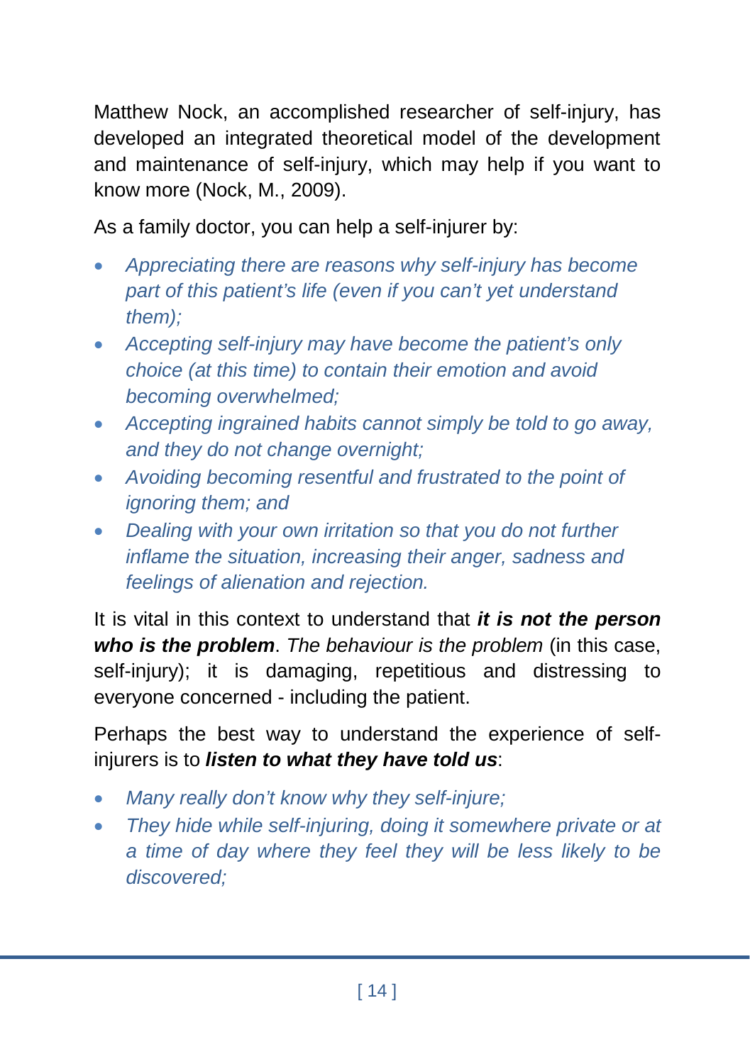Matthew Nock, an accomplished researcher of self-injury, has developed an integrated theoretical model of the development and maintenance of self-injury, which may help if you want to know more (Nock, M., 2009).

As a family doctor, you can help a self-injurer by:

- *Appreciating there are reasons why self-injury has become part of this patient's life (even if you can't yet understand them);*
- *Accepting self-injury may have become the patient's only choice (at this time) to contain their emotion and avoid becoming overwhelmed;*
- *Accepting ingrained habits cannot simply be told to go away, and they do not change overnight;*
- *Avoiding becoming resentful and frustrated to the point of ignoring them; and*
- *Dealing with your own irritation so that you do not further inflame the situation, increasing their anger, sadness and feelings of alienation and rejection.*

It is vital in this context to understand that ***it is not the person who is the problem***. *The behaviour is the problem* (in this case, self-injury); it is damaging, repetitious and distressing to everyone concerned - including the patient.

Perhaps the best way to understand the experience of self-injurers is to ***listen to what they have told us***:

- *Many really don't know why they self-injure;*
- *They hide while self-injuring, doing it somewhere private or at a time of day where they feel they will be less likely to be discovered;*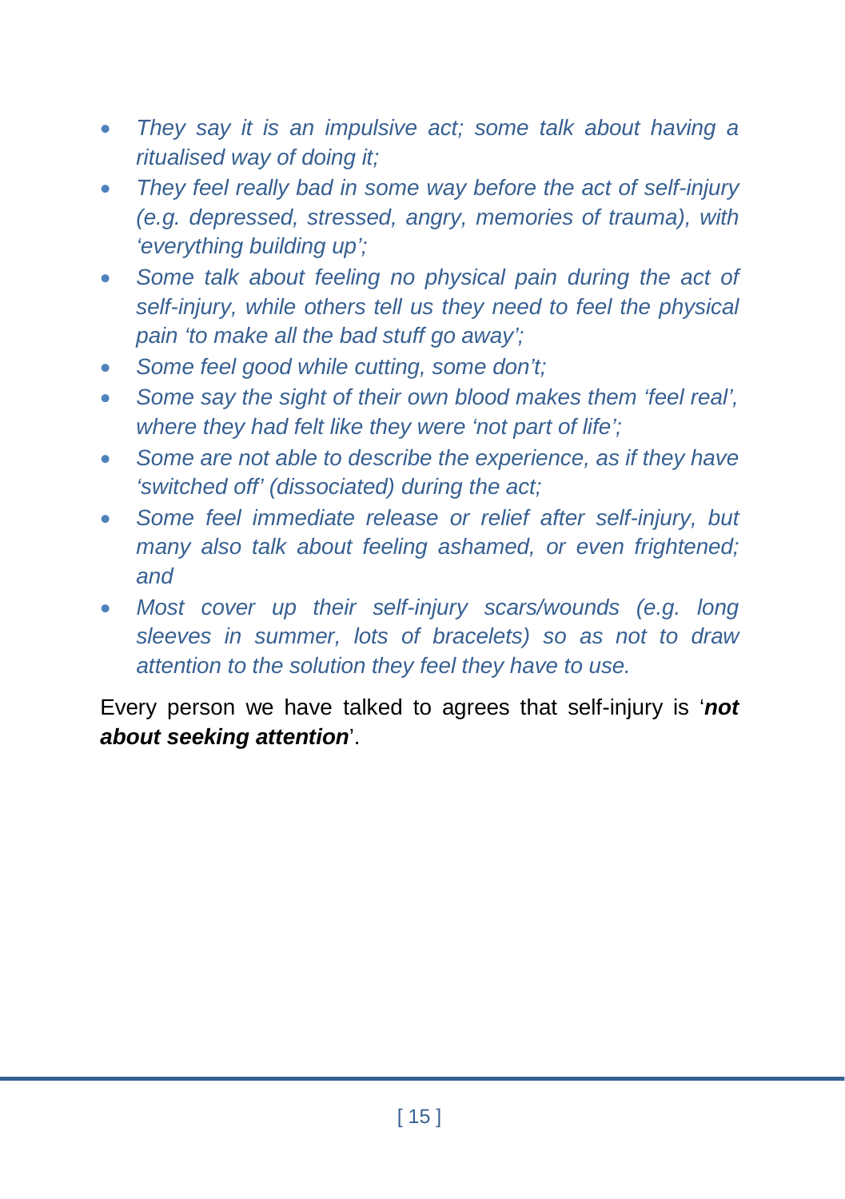- *They say it is an impulsive act; some talk about having a ritualised way of doing it;*
- *They feel really bad in some way before the act of self-injury (e.g. depressed, stressed, angry, memories of trauma), with 'everything building up';*
- *Some talk about feeling no physical pain during the act of self-injury, while others tell us they need to feel the physical pain 'to make all the bad stuff go away';*
- *Some feel good while cutting, some don't;*
- *Some say the sight of their own blood makes them 'feel real', where they had felt like they were 'not part of life';*
- *Some are not able to describe the experience, as if they have 'switched off' (dissociated) during the act;*
- *Some feel immediate release or relief after self-injury, but many also talk about feeling ashamed, or even frightened; and*
- *Most cover up their self-injury scars/wounds (e.g. long sleeves in summer, lots of bracelets) so as not to draw attention to the solution they feel they have to use.*

Every person we have talked to agrees that self-injury is '***not about seeking attention***'.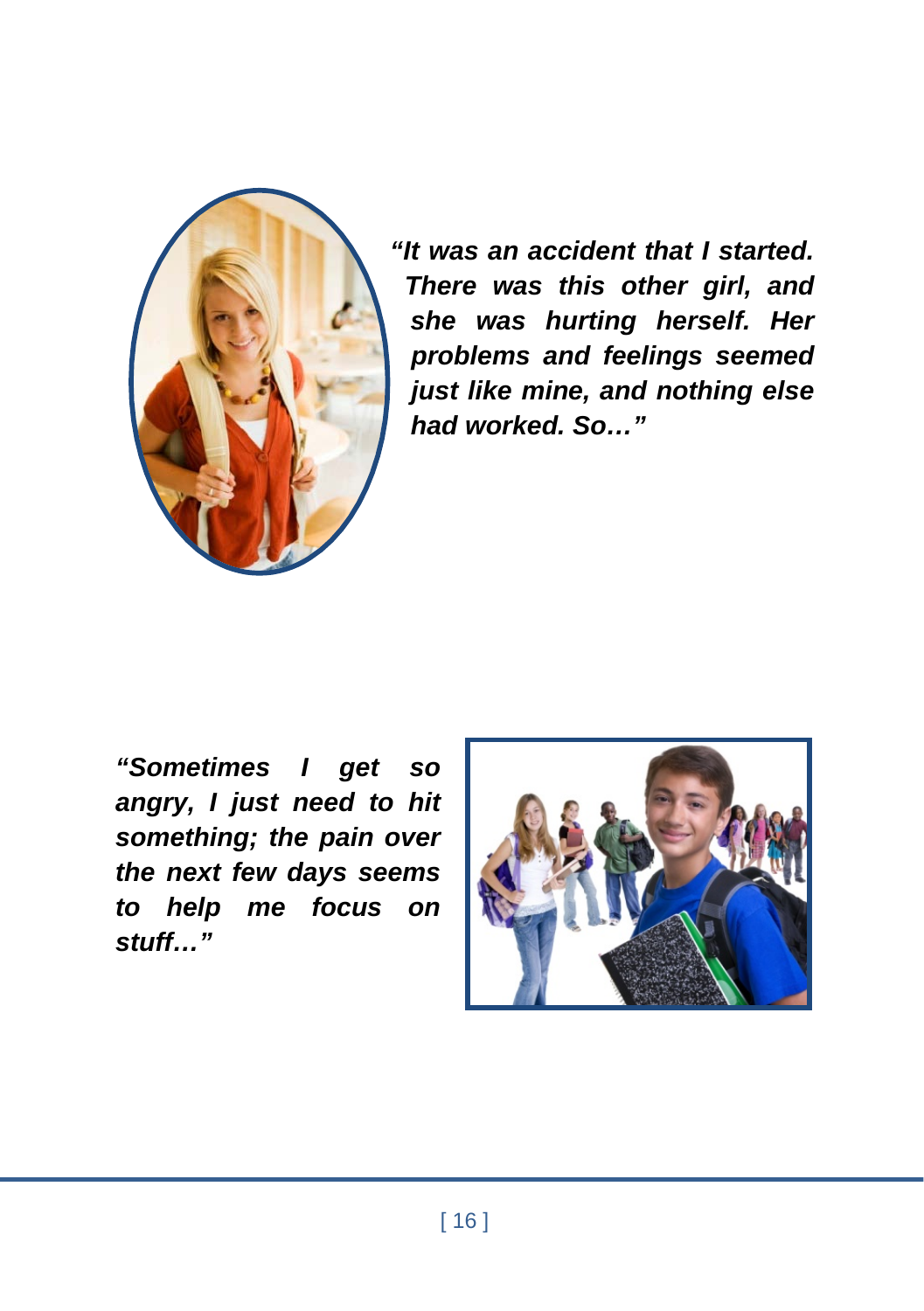*"It was an accident that I started. There was this other girl, and she was hurting herself. Her problems and feelings seemed just like mine, and nothing else had worked. So…"*

*"Sometimes I get so angry, I just need to hit something; the pain over the next few days seems to help me focus on stuff…"*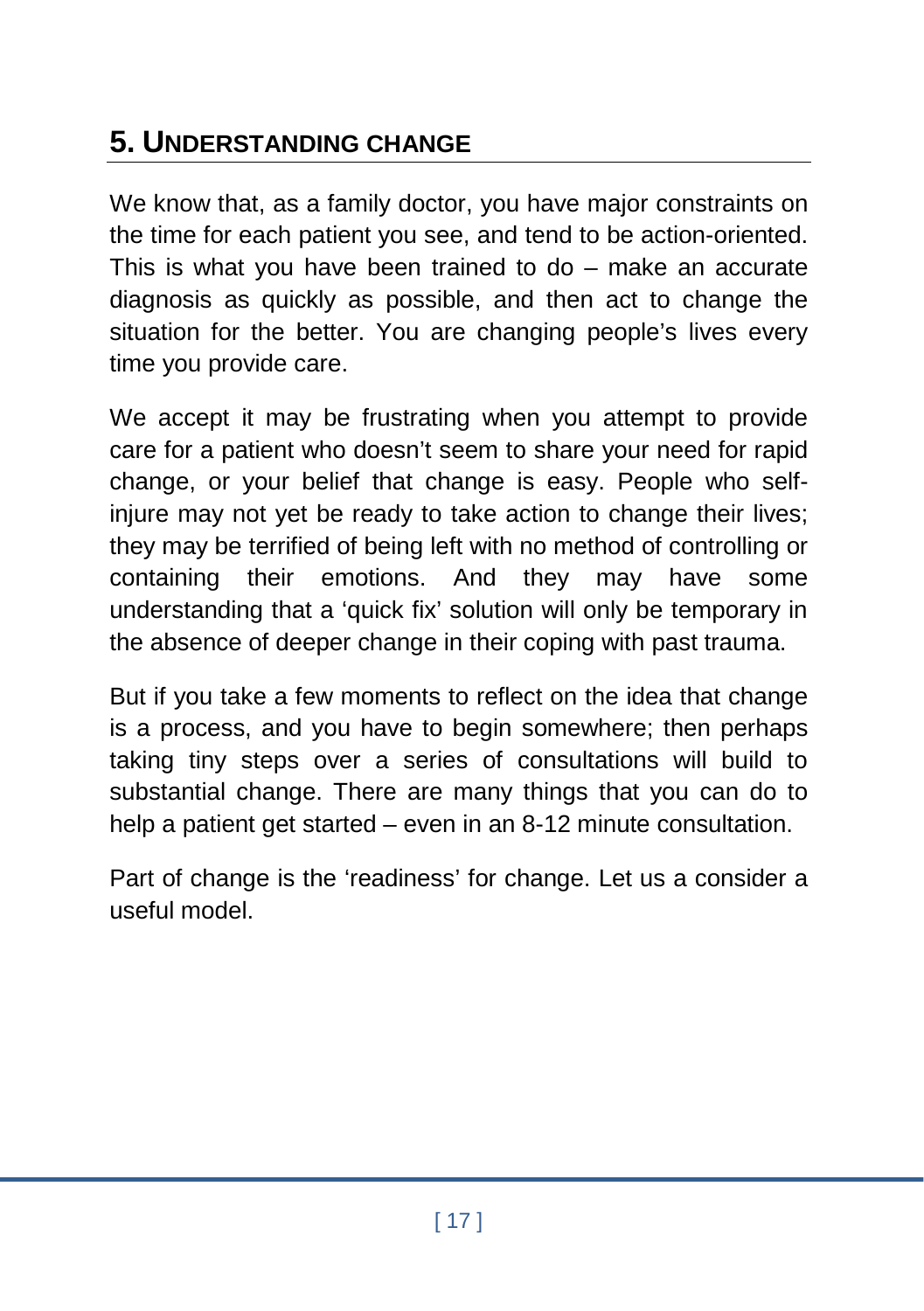## 5. UNDERSTANDING CHANGE

We know that, as a family doctor, you have major constraints on the time for each patient you see, and tend to be action-oriented. This is what you have been trained to do – make an accurate diagnosis as quickly as possible, and then act to change the situation for the better. You are changing people's lives every time you provide care.

We accept it may be frustrating when you attempt to provide care for a patient who doesn't seem to share your need for rapid change, or your belief that change is easy. People who self-injure may not yet be ready to take action to change their lives; they may be terrified of being left with no method of controlling or containing their emotions. And they may have some understanding that a 'quick fix' solution will only be temporary in the absence of deeper change in their coping with past trauma.

But if you take a few moments to reflect on the idea that change is a process, and you have to begin somewhere; then perhaps taking tiny steps over a series of consultations will build to substantial change. There are many things that you can do to help a patient get started – even in an 8-12 minute consultation.

Part of change is the 'readiness' for change. Let us a consider a useful model.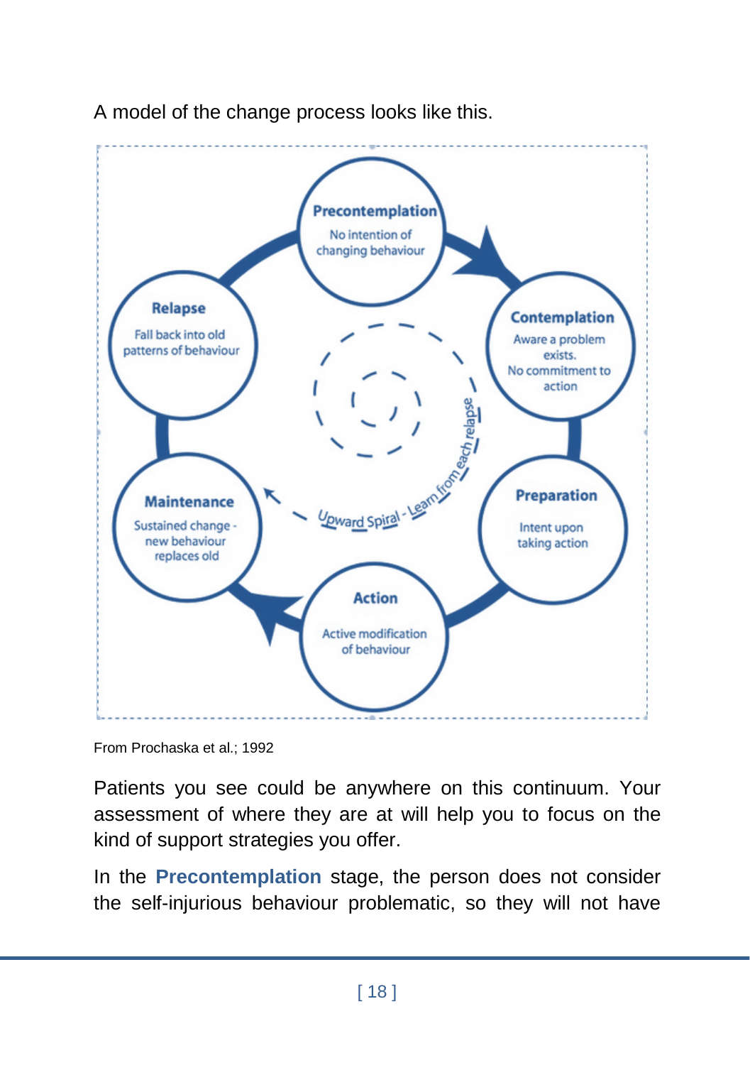A model of the change process looks like this.

From Prochaska et al.; 1992

Patients you see could be anywhere on this continuum. Your assessment of where they are at will help you to focus on the kind of support strategies you offer.

In the **Precontemplation** stage, the person does not consider the self-injurious behaviour problematic, so they will not have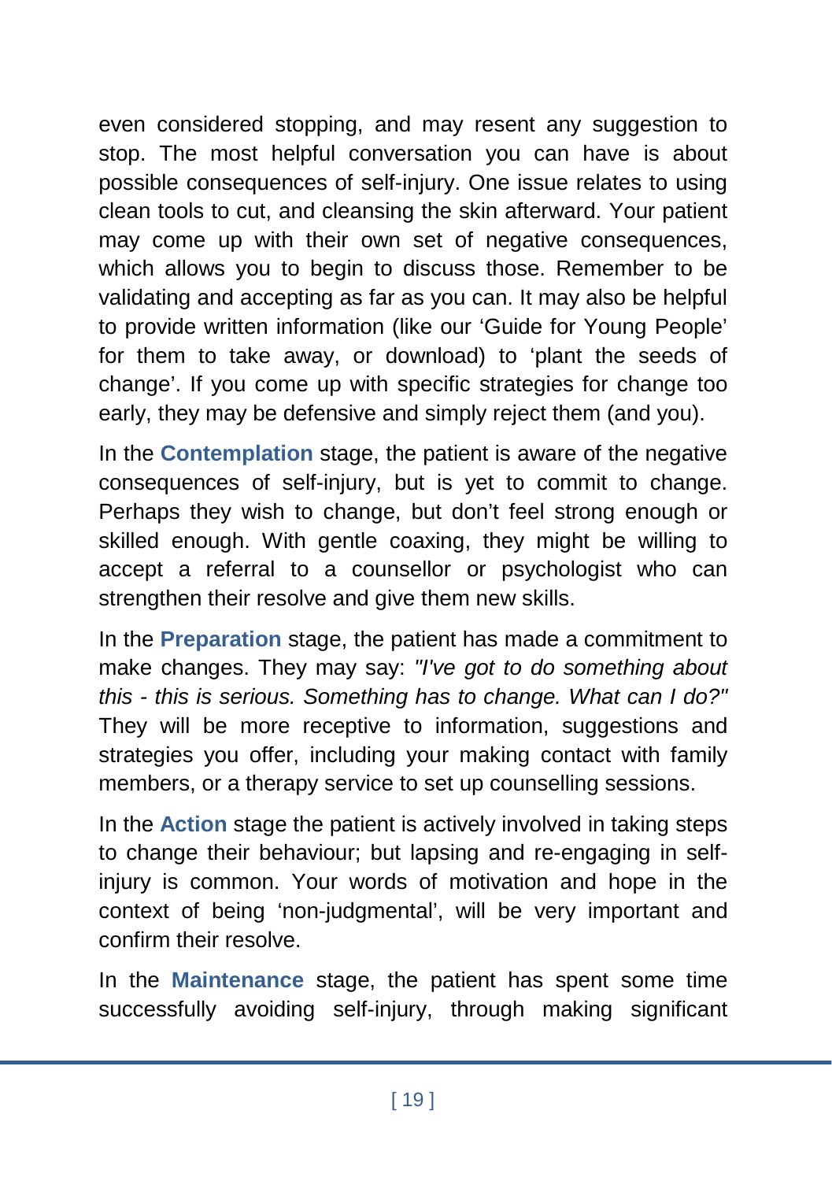even considered stopping, and may resent any suggestion to stop. The most helpful conversation you can have is about possible consequences of self-injury. One issue relates to using clean tools to cut, and cleansing the skin afterward. Your patient may come up with their own set of negative consequences, which allows you to begin to discuss those. Remember to be validating and accepting as far as you can. It may also be helpful to provide written information (like our 'Guide for Young People' for them to take away, or download) to 'plant the seeds of change'. If you come up with specific strategies for change too early, they may be defensive and simply reject them (and you).

In the **Contemplation** stage, the patient is aware of the negative consequences of self-injury, but is yet to commit to change. Perhaps they wish to change, but don't feel strong enough or skilled enough. With gentle coaxing, they might be willing to accept a referral to a counsellor or psychologist who can strengthen their resolve and give them new skills.

In the **Preparation** stage, the patient has made a commitment to make changes. They may say: *"I've got to do something about this - this is serious. Something has to change. What can I do?"* They will be more receptive to information, suggestions and strategies you offer, including your making contact with family members, or a therapy service to set up counselling sessions.

In the **Action** stage the patient is actively involved in taking steps to change their behaviour; but lapsing and re-engaging in self-injury is common. Your words of motivation and hope in the context of being 'non-judgmental', will be very important and confirm their resolve.

In the **Maintenance** stage, the patient has spent some time successfully avoiding self-injury, through making significant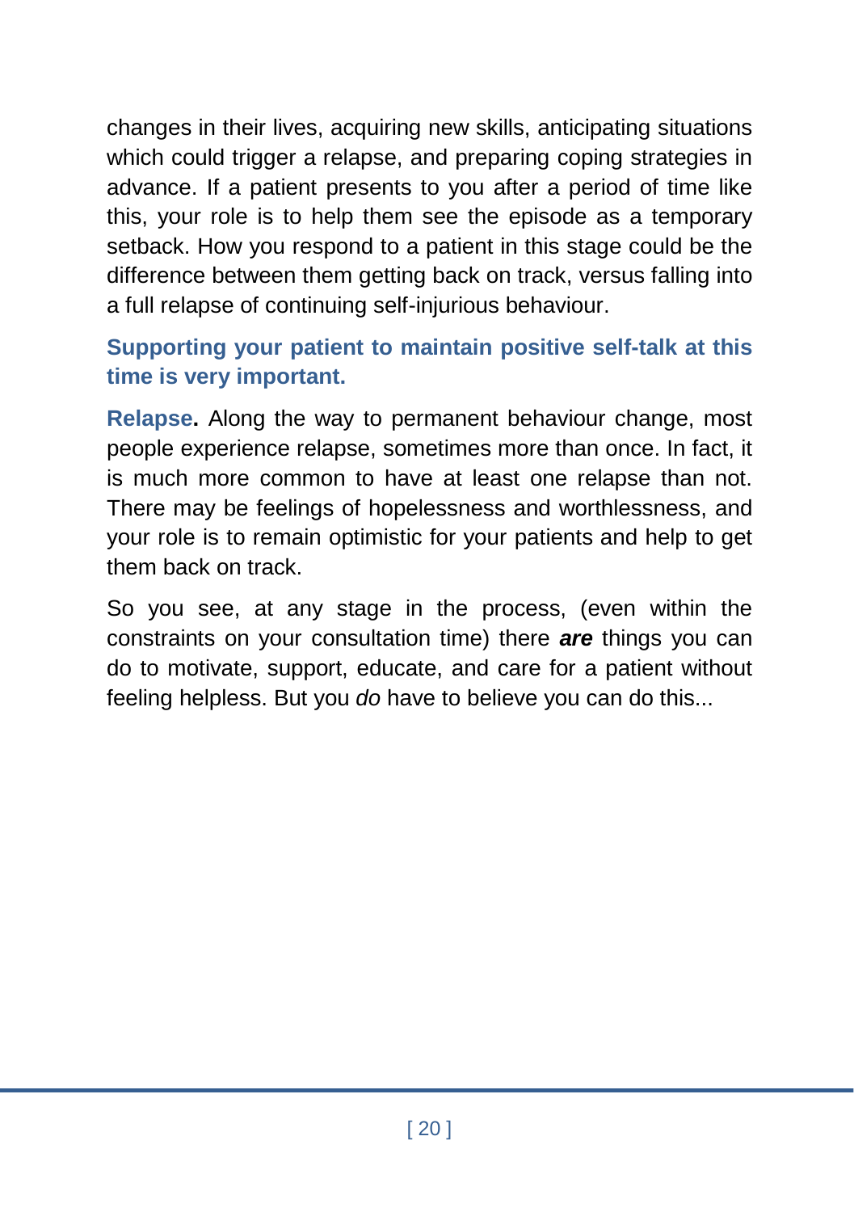changes in their lives, acquiring new skills, anticipating situations which could trigger a relapse, and preparing coping strategies in advance. If a patient presents to you after a period of time like this, your role is to help them see the episode as a temporary setback. How you respond to a patient in this stage could be the difference between them getting back on track, versus falling into a full relapse of continuing self-injurious behaviour.

**Supporting your patient to maintain positive self-talk at this time is very important.**

**Relapse.** Along the way to permanent behaviour change, most people experience relapse, sometimes more than once. In fact, it is much more common to have at least one relapse than not. There may be feelings of hopelessness and worthlessness, and your role is to remain optimistic for your patients and help to get them back on track.

So you see, at any stage in the process, (even within the constraints on your consultation time) there ***are*** things you can do to motivate, support, educate, and care for a patient without feeling helpless. But you *do* have to believe you can do this...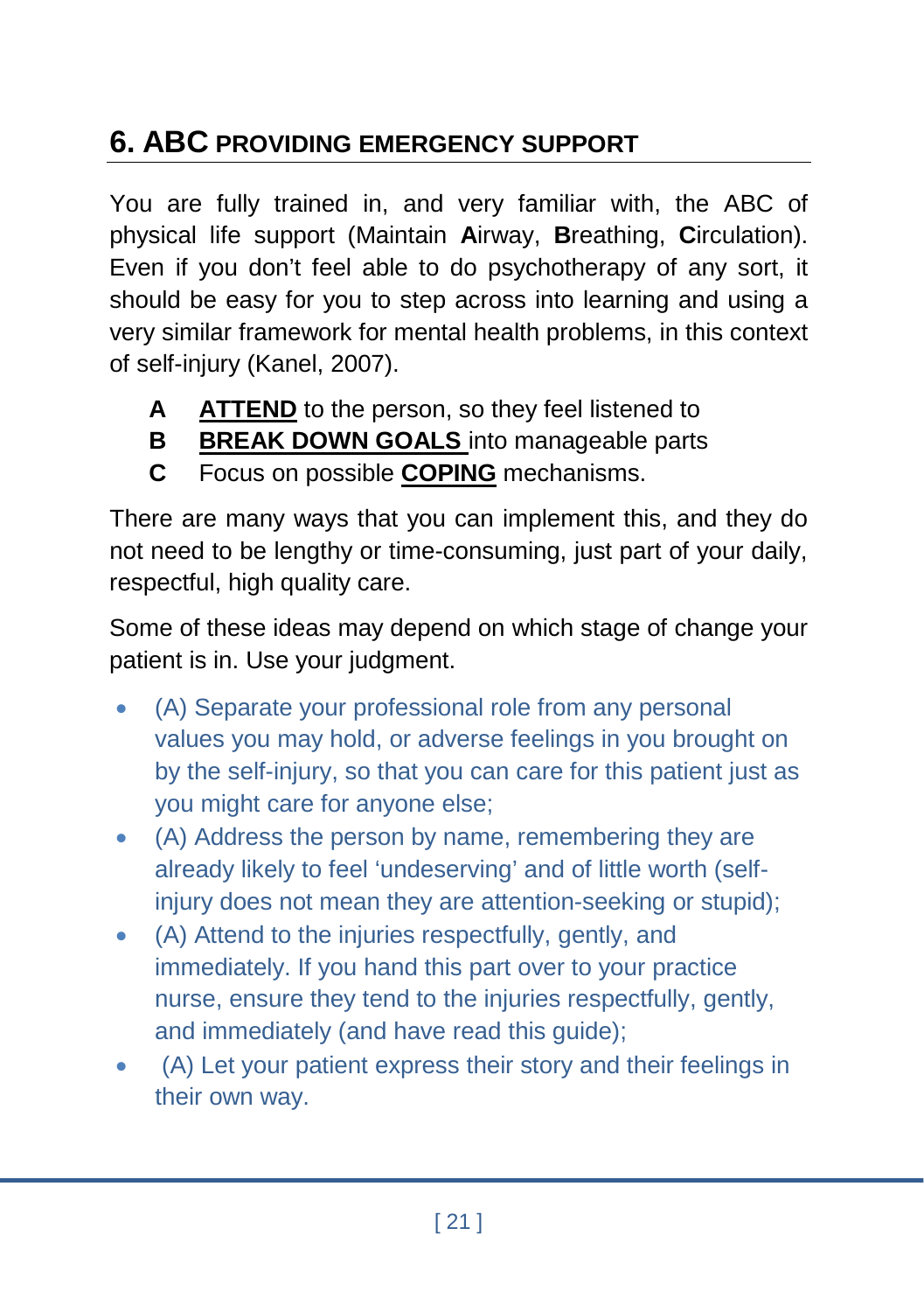## 6. ABC PROVIDING EMERGENCY SUPPORT

You are fully trained in, and very familiar with, the ABC of physical life support (Maintain **A**irway, **B**reathing, **C**irculation). Even if you don't feel able to do psychotherapy of any sort, it should be easy for you to step across into learning and using a very similar framework for mental health problems, in this context of self-injury (Kanel, 2007).

**A** **ATTEND** to the person, so they feel listened to
**B** **BREAK DOWN GOALS** into manageable parts
**C** Focus on possible **COPING** mechanisms.

There are many ways that you can implement this, and they do not need to be lengthy or time-consuming, just part of your daily, respectful, high quality care.

Some of these ideas may depend on which stage of change your patient is in. Use your judgment.

- (A) Separate your professional role from any personal values you may hold, or adverse feelings in you brought on by the self-injury, so that you can care for this patient just as you might care for anyone else;
- (A) Address the person by name, remembering they are already likely to feel 'undeserving' and of little worth (self-injury does not mean they are attention-seeking or stupid);
- (A) Attend to the injuries respectfully, gently, and immediately. If you hand this part over to your practice nurse, ensure they tend to the injuries respectfully, gently, and immediately (and have read this guide);
- (A) Let your patient express their story and their feelings in their own way.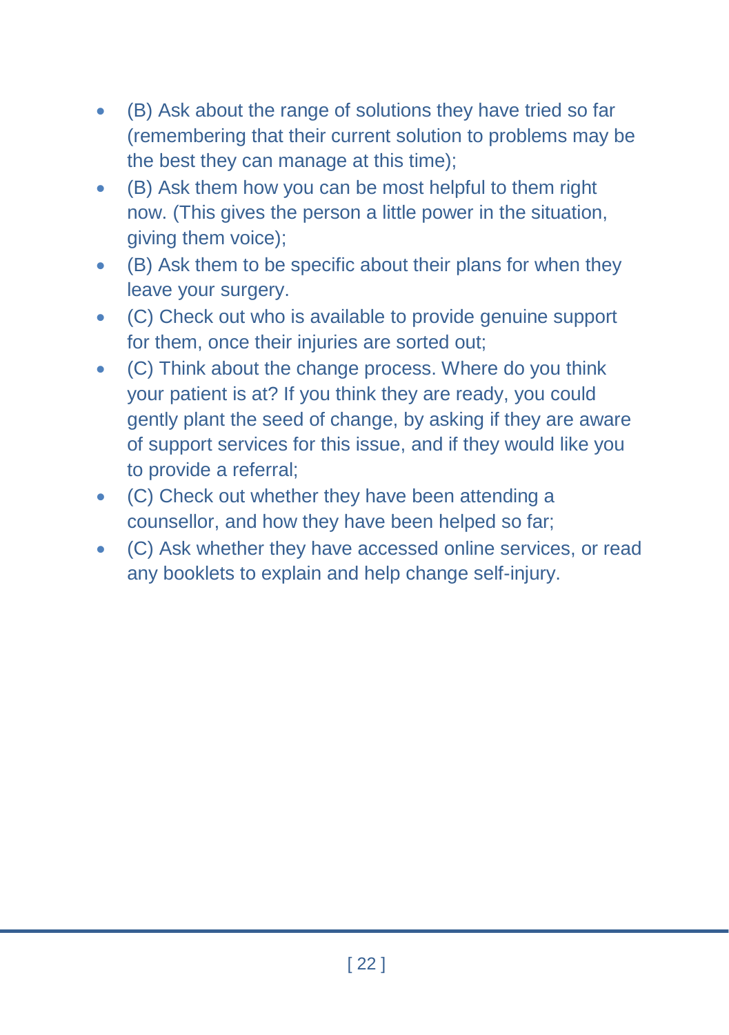- (B) Ask about the range of solutions they have tried so far (remembering that their current solution to problems may be the best they can manage at this time);
- (B) Ask them how you can be most helpful to them right now. (This gives the person a little power in the situation, giving them voice);
- (B) Ask them to be specific about their plans for when they leave your surgery.
- (C) Check out who is available to provide genuine support for them, once their injuries are sorted out;
- (C) Think about the change process. Where do you think your patient is at? If you think they are ready, you could gently plant the seed of change, by asking if they are aware of support services for this issue, and if they would like you to provide a referral;
- (C) Check out whether they have been attending a counsellor, and how they have been helped so far;
- (C) Ask whether they have accessed online services, or read any booklets to explain and help change self-injury.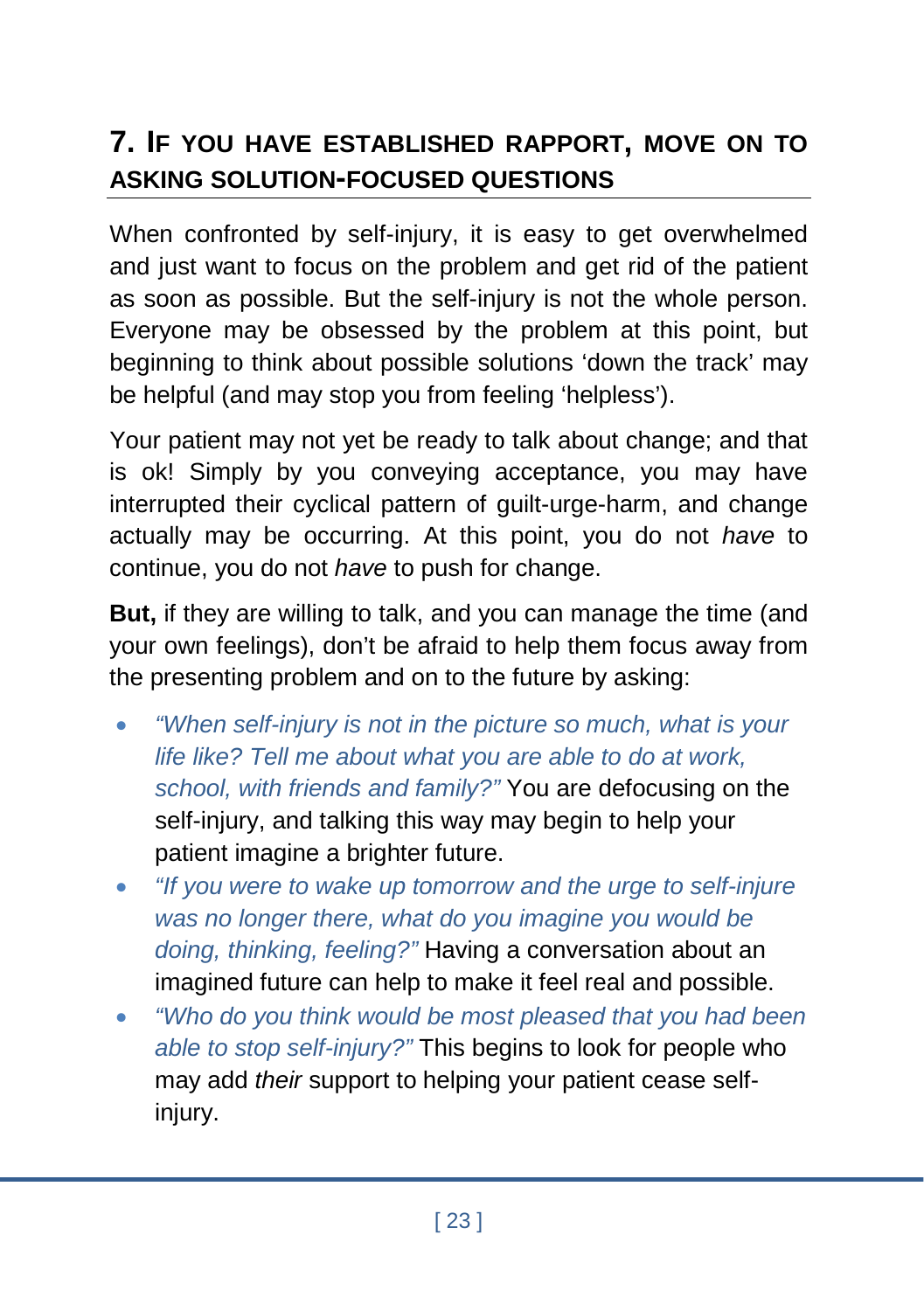## 7. If you have established rapport, move on to asking solution-focused questions

When confronted by self-injury, it is easy to get overwhelmed and just want to focus on the problem and get rid of the patient as soon as possible. But the self-injury is not the whole person. Everyone may be obsessed by the problem at this point, but beginning to think about possible solutions 'down the track' may be helpful (and may stop you from feeling 'helpless').

Your patient may not yet be ready to talk about change; and that is ok! Simply by you conveying acceptance, you may have interrupted their cyclical pattern of guilt-urge-harm, and change actually may be occurring. At this point, you do not *have* to continue, you do not *have* to push for change.

**But,** if they are willing to talk, and you can manage the time (and your own feelings), don't be afraid to help them focus away from the presenting problem and on to the future by asking:

- *"When self-injury is not in the picture so much, what is your life like? Tell me about what you are able to do at work, school, with friends and family?"* You are defocusing on the self-injury, and talking this way may begin to help your patient imagine a brighter future.
- *"If you were to wake up tomorrow and the urge to self-injure was no longer there, what do you imagine you would be doing, thinking, feeling?"* Having a conversation about an imagined future can help to make it feel real and possible.
- *"Who do you think would be most pleased that you had been able to stop self-injury?"* This begins to look for people who may add *their* support to helping your patient cease self-injury.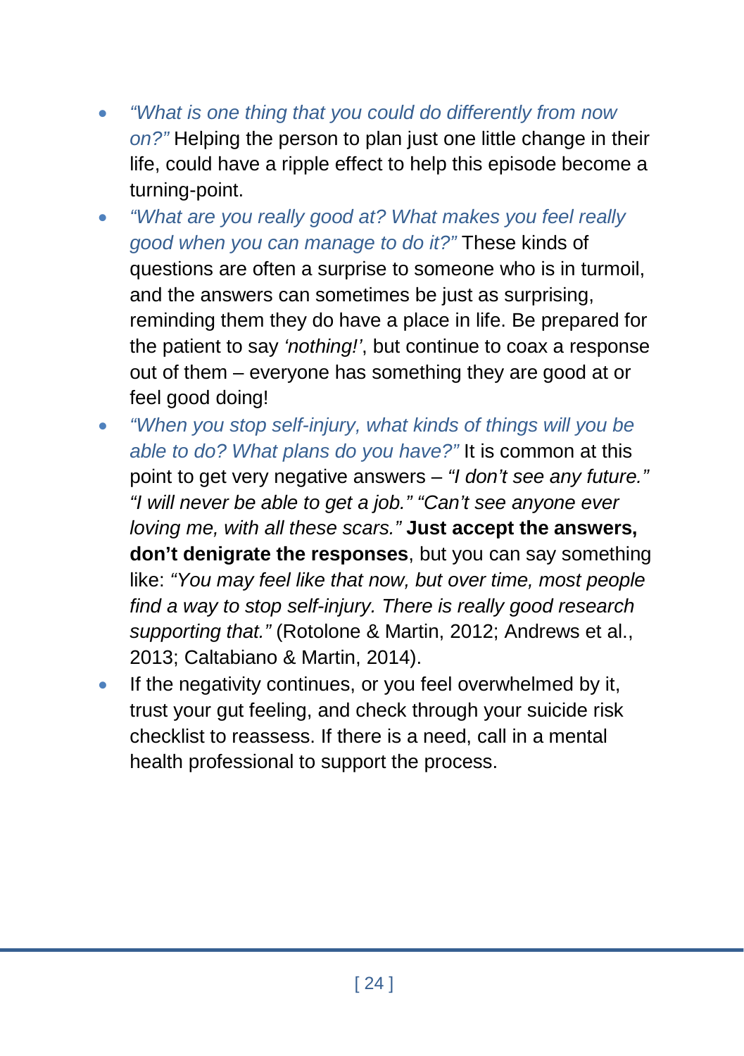- *"What is one thing that you could do differently from now on?"* Helping the person to plan just one little change in their life, could have a ripple effect to help this episode become a turning-point.
- *"What are you really good at? What makes you feel really good when you can manage to do it?"* These kinds of questions are often a surprise to someone who is in turmoil, and the answers can sometimes be just as surprising, reminding them they do have a place in life. Be prepared for the patient to say *'nothing!'*, but continue to coax a response out of them – everyone has something they are good at or feel good doing!
- *"When you stop self-injury, what kinds of things will you be able to do? What plans do you have?"* It is common at this point to get very negative answers – *"I don't see any future." "I will never be able to get a job." "Can't see anyone ever loving me, with all these scars."* **Just accept the answers, don't denigrate the responses**, but you can say something like: *"You may feel like that now, but over time, most people find a way to stop self-injury. There is really good research supporting that."* (Rotolone & Martin, 2012; Andrews et al., 2013; Caltabiano & Martin, 2014).
- If the negativity continues, or you feel overwhelmed by it, trust your gut feeling, and check through your suicide risk checklist to reassess. If there is a need, call in a mental health professional to support the process.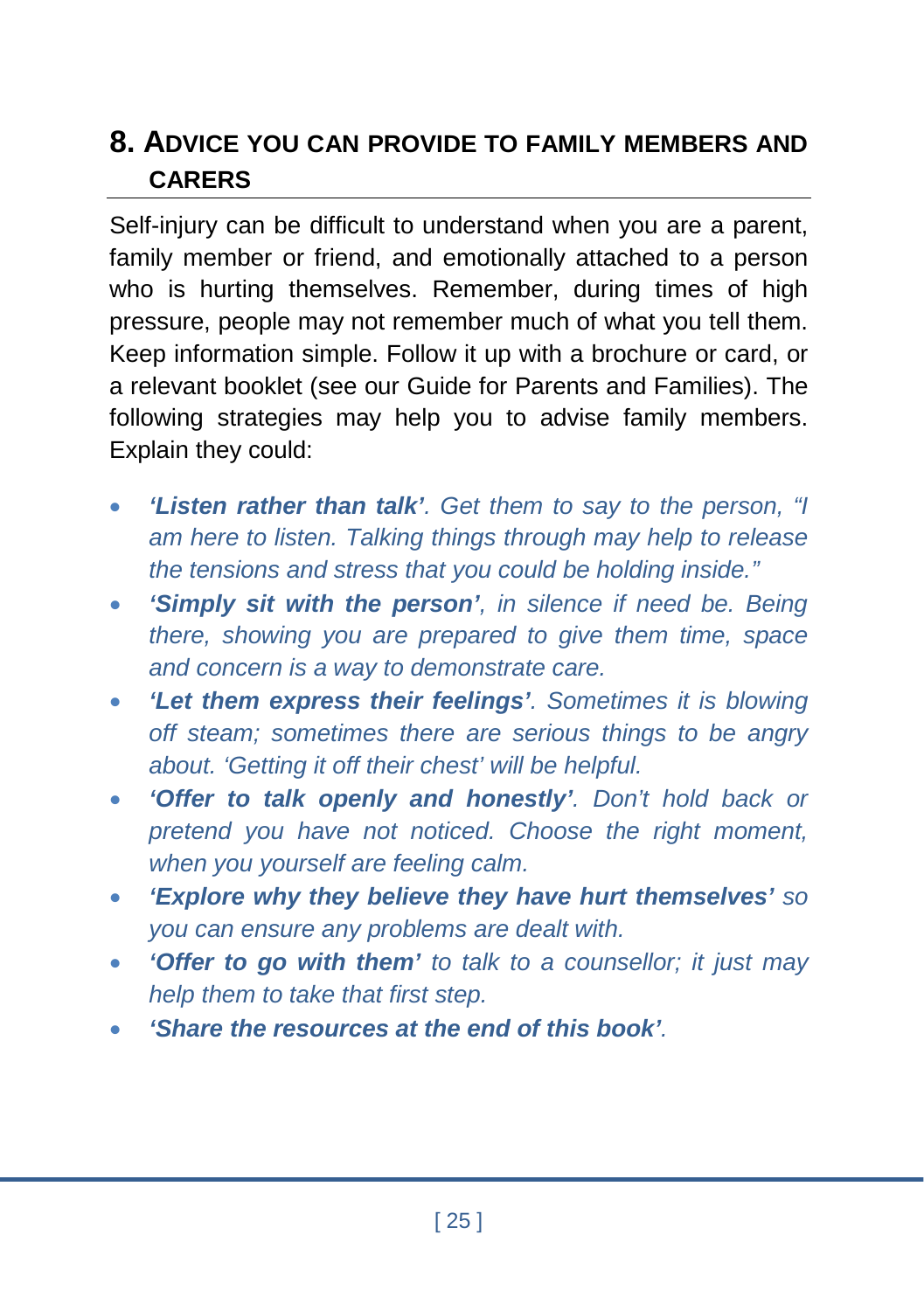## 8. Advice you can provide to family members and carers

Self-injury can be difficult to understand when you are a parent, family member or friend, and emotionally attached to a person who is hurting themselves. Remember, during times of high pressure, people may not remember much of what you tell them. Keep information simple. Follow it up with a brochure or card, or a relevant booklet (see our Guide for Parents and Families). The following strategies may help you to advise family members. Explain they could:

- ***'Listen rather than talk'****. Get them to say to the person, "I am here to listen. Talking things through may help to release the tensions and stress that you could be holding inside."*
- ***'Simply sit with the person'****, in silence if need be. Being there, showing you are prepared to give them time, space and concern is a way to demonstrate care.*
- ***'Let them express their feelings'****. Sometimes it is blowing off steam; sometimes there are serious things to be angry about. 'Getting it off their chest' will be helpful.*
- ***'Offer to talk openly and honestly'****. Don't hold back or pretend you have not noticed. Choose the right moment, when you yourself are feeling calm.*
- ***'Explore why they believe they have hurt themselves'*** *so you can ensure any problems are dealt with.*
- ***'Offer to go with them'*** *to talk to a counsellor; it just may help them to take that first step.*
- ***'Share the resources at the end of this book'****.*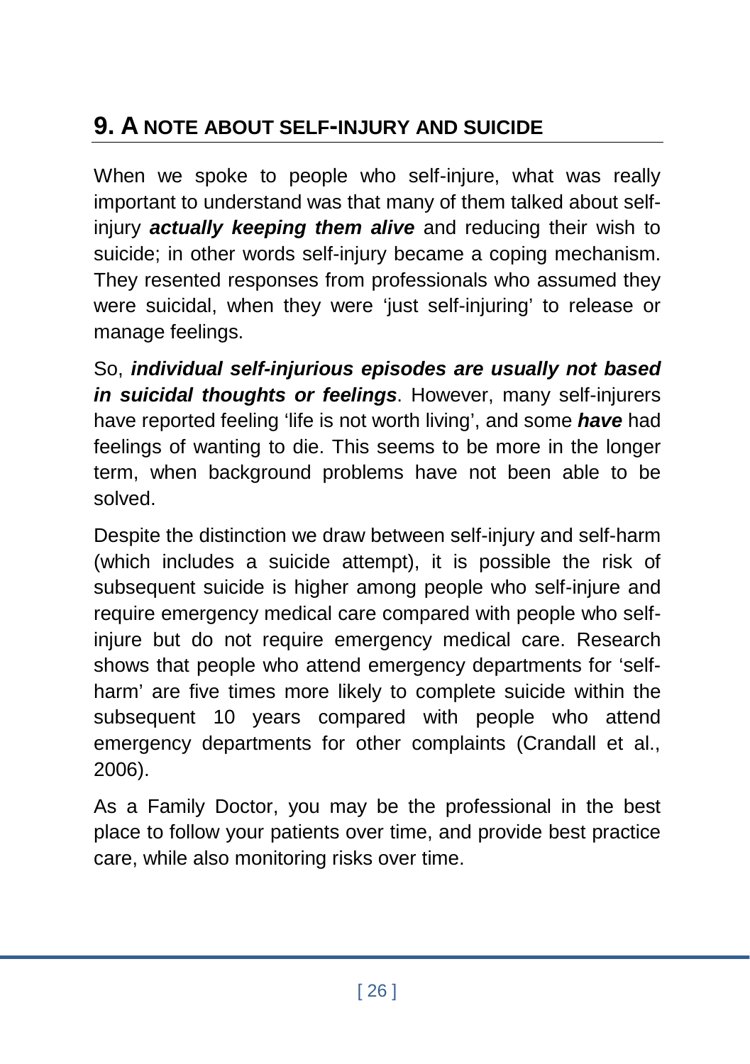## 9. A NOTE ABOUT SELF-INJURY AND SUICIDE

When we spoke to people who self-injure, what was really important to understand was that many of them talked about self-injury ***actually keeping them alive*** and reducing their wish to suicide; in other words self-injury became a coping mechanism. They resented responses from professionals who assumed they were suicidal, when they were 'just self-injuring' to release or manage feelings.

So, ***individual self-injurious episodes are usually not based in suicidal thoughts or feelings***. However, many self-injurers have reported feeling 'life is not worth living', and some ***have*** had feelings of wanting to die. This seems to be more in the longer term, when background problems have not been able to be solved.

Despite the distinction we draw between self-injury and self-harm (which includes a suicide attempt), it is possible the risk of subsequent suicide is higher among people who self-injure and require emergency medical care compared with people who self-injure but do not require emergency medical care. Research shows that people who attend emergency departments for 'self-harm' are five times more likely to complete suicide within the subsequent 10 years compared with people who attend emergency departments for other complaints (Crandall et al., 2006).

As a Family Doctor, you may be the professional in the best place to follow your patients over time, and provide best practice care, while also monitoring risks over time.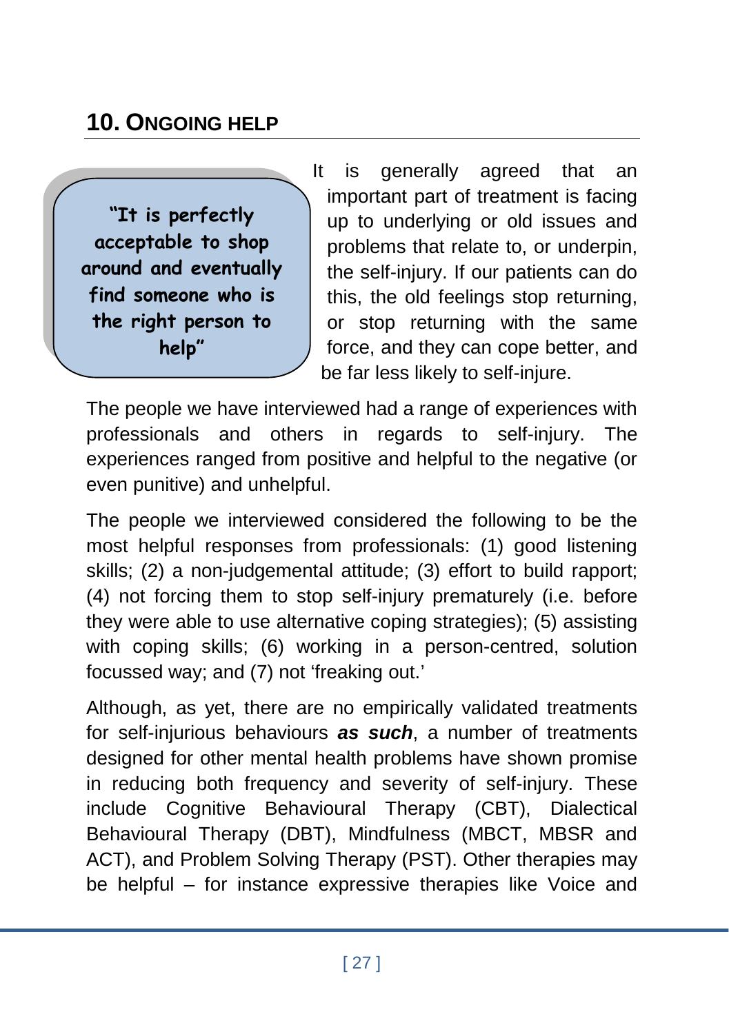## 10. ONGOING HELP

> **"It is perfectly acceptable to shop around and eventually find someone who is the right person to help"**

It is generally agreed that an important part of treatment is facing up to underlying or old issues and problems that relate to, or underpin, the self-injury. If our patients can do this, the old feelings stop returning, or stop returning with the same force, and they can cope better, and be far less likely to self-injure.

The people we have interviewed had a range of experiences with professionals and others in regards to self-injury. The experiences ranged from positive and helpful to the negative (or even punitive) and unhelpful.

The people we interviewed considered the following to be the most helpful responses from professionals: (1) good listening skills; (2) a non-judgemental attitude; (3) effort to build rapport; (4) not forcing them to stop self-injury prematurely (i.e. before they were able to use alternative coping strategies); (5) assisting with coping skills; (6) working in a person-centred, solution focussed way; and (7) not 'freaking out.'

Although, as yet, there are no empirically validated treatments for self-injurious behaviours ***as such***, a number of treatments designed for other mental health problems have shown promise in reducing both frequency and severity of self-injury. These include Cognitive Behavioural Therapy (CBT), Dialectical Behavioural Therapy (DBT), Mindfulness (MBCT, MBSR and ACT), and Problem Solving Therapy (PST). Other therapies may be helpful – for instance expressive therapies like Voice and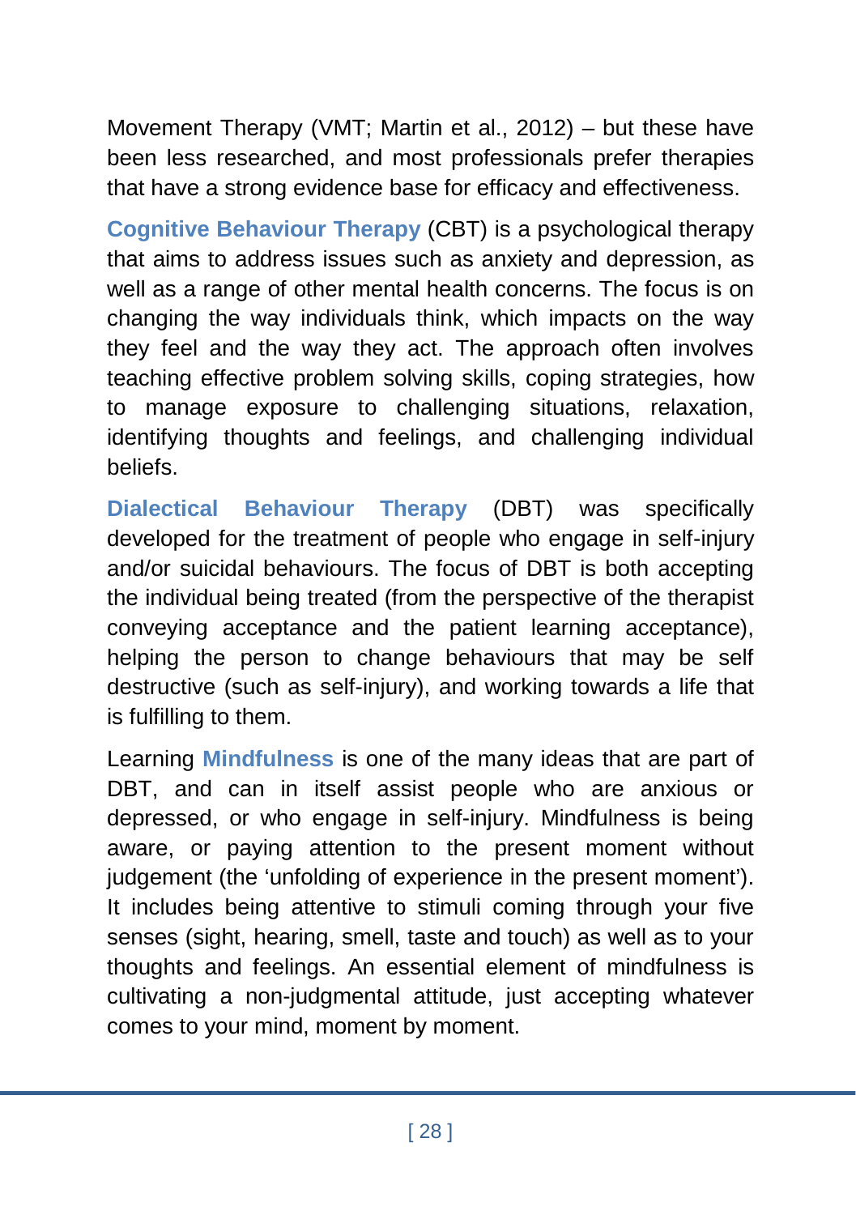Movement Therapy (VMT; Martin et al., 2012) – but these have been less researched, and most professionals prefer therapies that have a strong evidence base for efficacy and effectiveness.

**Cognitive Behaviour Therapy** (CBT) is a psychological therapy that aims to address issues such as anxiety and depression, as well as a range of other mental health concerns. The focus is on changing the way individuals think, which impacts on the way they feel and the way they act. The approach often involves teaching effective problem solving skills, coping strategies, how to manage exposure to challenging situations, relaxation, identifying thoughts and feelings, and challenging individual beliefs.

**Dialectical Behaviour Therapy** (DBT) was specifically developed for the treatment of people who engage in self-injury and/or suicidal behaviours. The focus of DBT is both accepting the individual being treated (from the perspective of the therapist conveying acceptance and the patient learning acceptance), helping the person to change behaviours that may be self destructive (such as self-injury), and working towards a life that is fulfilling to them.

Learning **Mindfulness** is one of the many ideas that are part of DBT, and can in itself assist people who are anxious or depressed, or who engage in self-injury. Mindfulness is being aware, or paying attention to the present moment without judgement (the 'unfolding of experience in the present moment'). It includes being attentive to stimuli coming through your five senses (sight, hearing, smell, taste and touch) as well as to your thoughts and feelings. An essential element of mindfulness is cultivating a non-judgmental attitude, just accepting whatever comes to your mind, moment by moment.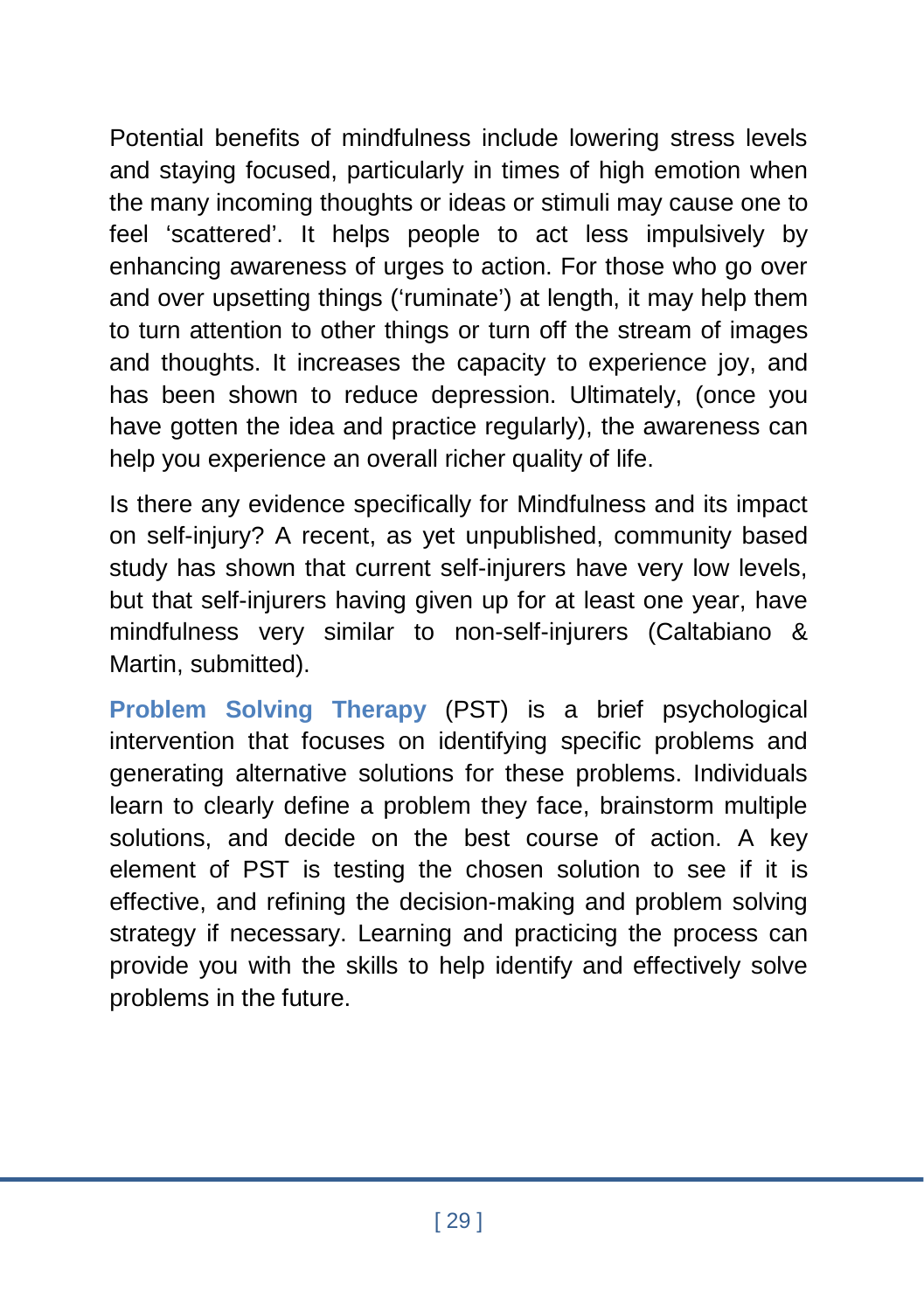Potential benefits of mindfulness include lowering stress levels and staying focused, particularly in times of high emotion when the many incoming thoughts or ideas or stimuli may cause one to feel 'scattered'. It helps people to act less impulsively by enhancing awareness of urges to action. For those who go over and over upsetting things ('ruminate') at length, it may help them to turn attention to other things or turn off the stream of images and thoughts. It increases the capacity to experience joy, and has been shown to reduce depression. Ultimately, (once you have gotten the idea and practice regularly), the awareness can help you experience an overall richer quality of life.

Is there any evidence specifically for Mindfulness and its impact on self-injury? A recent, as yet unpublished, community based study has shown that current self-injurers have very low levels, but that self-injurers having given up for at least one year, have mindfulness very similar to non-self-injurers (Caltabiano & Martin, submitted).

**Problem Solving Therapy** (PST) is a brief psychological intervention that focuses on identifying specific problems and generating alternative solutions for these problems. Individuals learn to clearly define a problem they face, brainstorm multiple solutions, and decide on the best course of action. A key element of PST is testing the chosen solution to see if it is effective, and refining the decision-making and problem solving strategy if necessary. Learning and practicing the process can provide you with the skills to help identify and effectively solve problems in the future.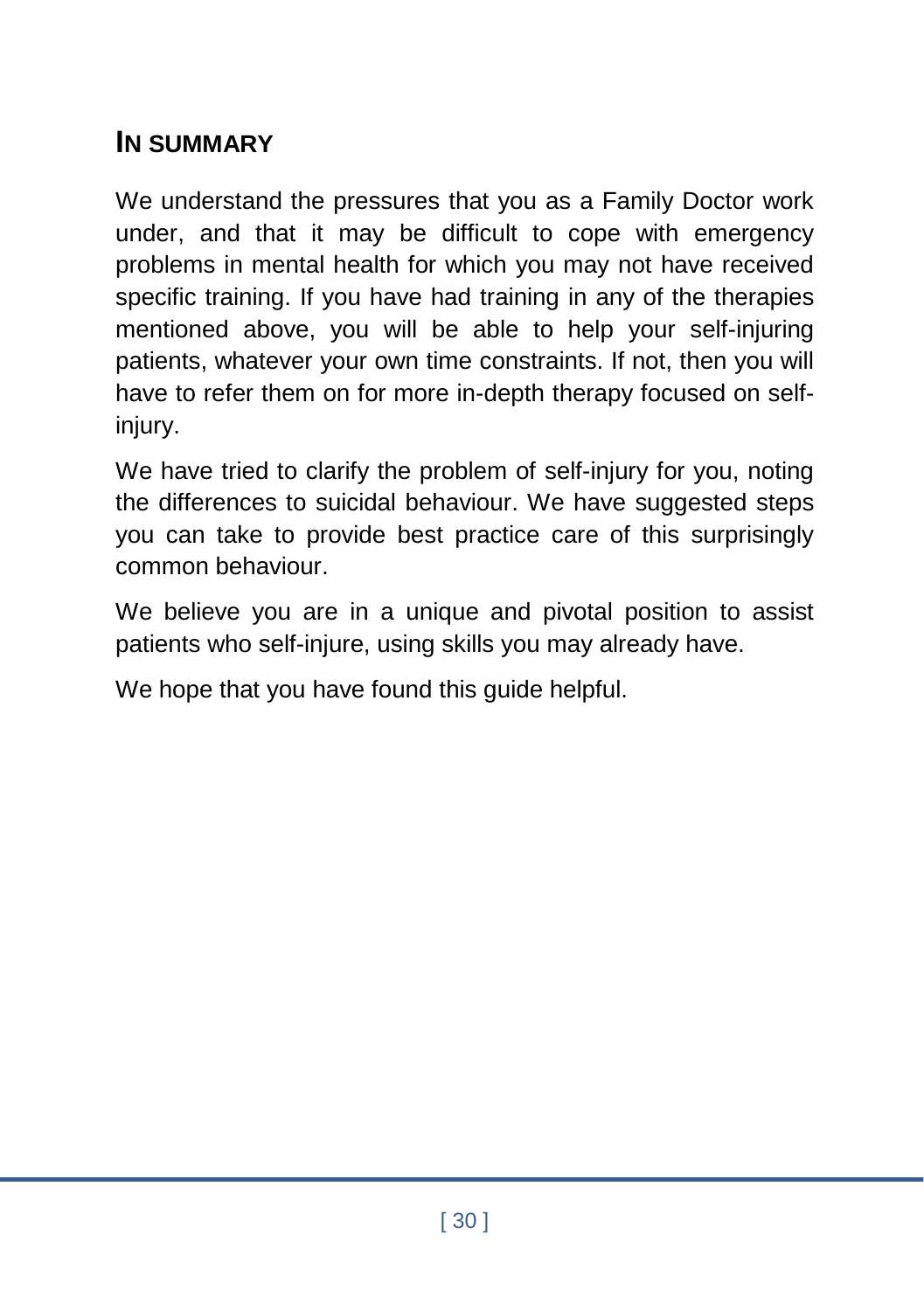## In Summary

We understand the pressures that you as a Family Doctor work under, and that it may be difficult to cope with emergency problems in mental health for which you may not have received specific training. If you have had training in any of the therapies mentioned above, you will be able to help your self-injuring patients, whatever your own time constraints. If not, then you will have to refer them on for more in-depth therapy focused on self-injury.

We have tried to clarify the problem of self-injury for you, noting the differences to suicidal behaviour. We have suggested steps you can take to provide best practice care of this surprisingly common behaviour.

We believe you are in a unique and pivotal position to assist patients who self-injure, using skills you may already have.

We hope that you have found this guide helpful.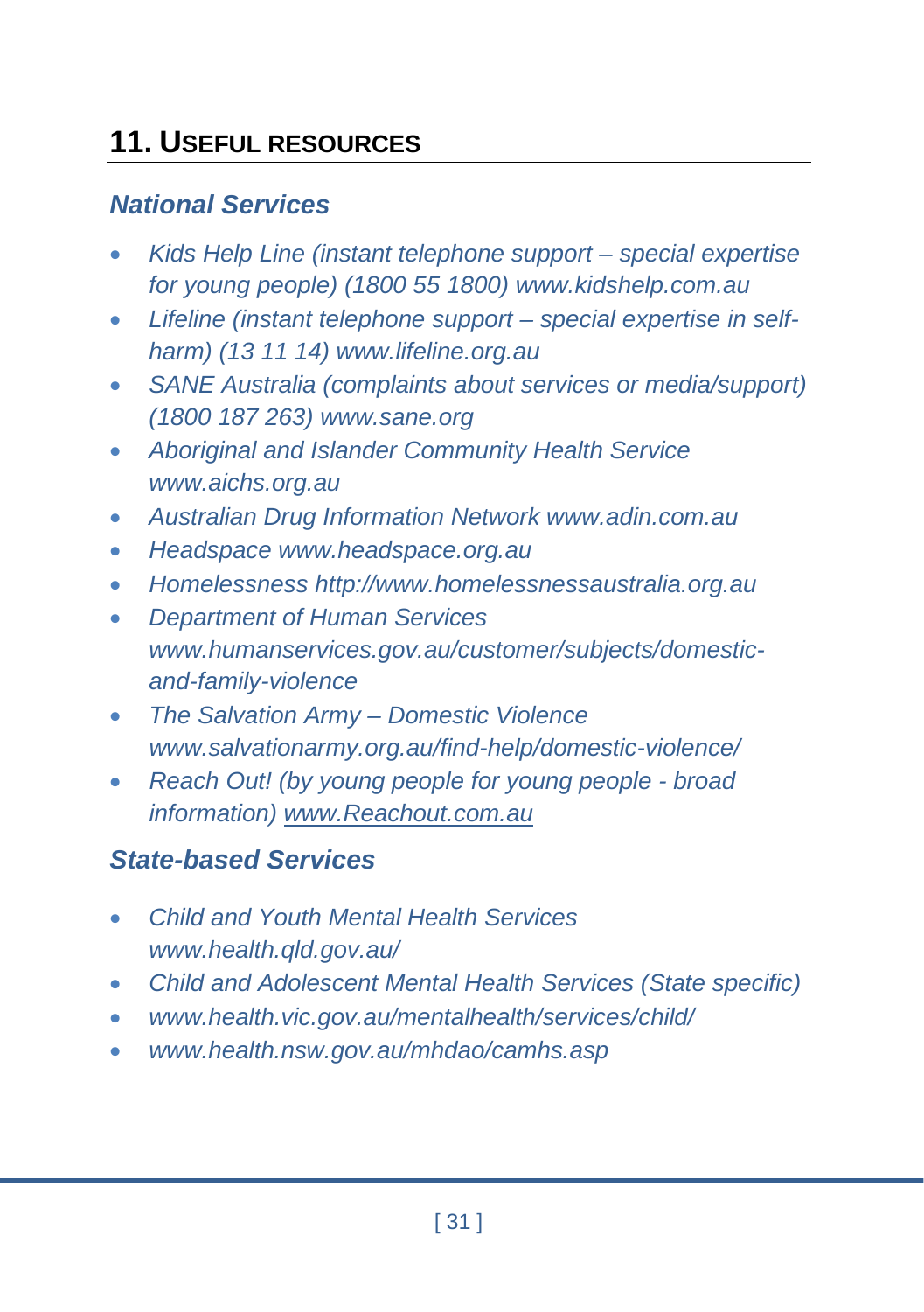## 11. Useful resources

### *National Services*

- *Kids Help Line (instant telephone support – special expertise for young people) (1800 55 1800) www.kidshelp.com.au*
- *Lifeline (instant telephone support – special expertise in self-harm) (13 11 14) www.lifeline.org.au*
- *SANE Australia (complaints about services or media/support) (1800 187 263) www.sane.org*
- *Aboriginal and Islander Community Health Service www.aichs.org.au*
- *Australian Drug Information Network www.adin.com.au*
- *Headspace www.headspace.org.au*
- *Homelessness http://www.homelessnessaustralia.org.au*
- *Department of Human Services www.humanservices.gov.au/customer/subjects/domestic-and-family-violence*
- *The Salvation Army – Domestic Violence www.salvationarmy.org.au/find-help/domestic-violence/*
- *Reach Out! (by young people for young people - broad information) www.Reachout.com.au*

### *State-based Services*

- *Child and Youth Mental Health Services www.health.qld.gov.au/*
- *Child and Adolescent Mental Health Services (State specific)*
- *www.health.vic.gov.au/mentalhealth/services/child/*
- *www.health.nsw.gov.au/mhdao/camhs.asp*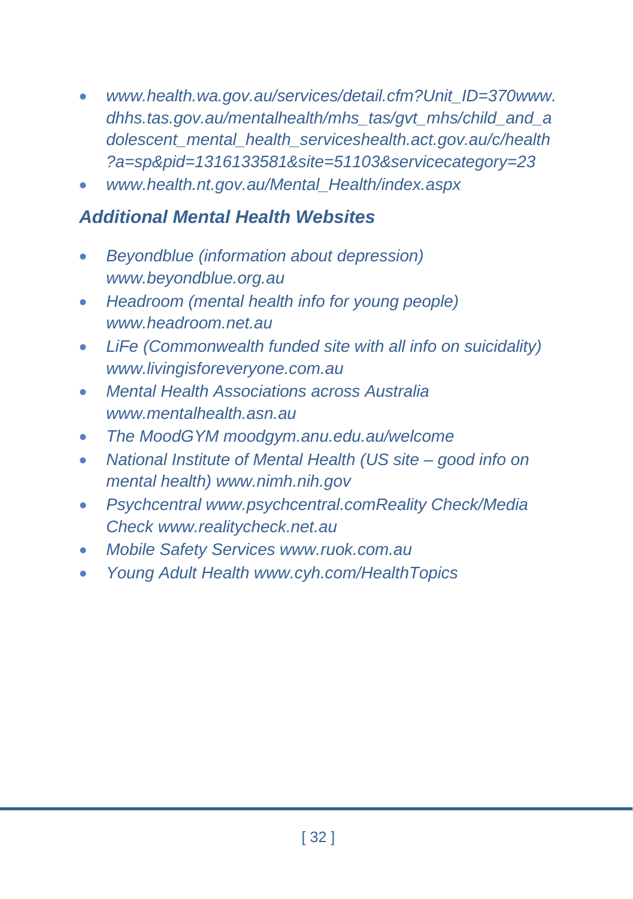- *www.health.wa.gov.au/services/detail.cfm?Unit_ID=370www.dhhs.tas.gov.au/mentalhealth/mhs_tas/gvt_mhs/child_and_adolescent_mental_health_serviceshealth.act.gov.au/c/health?a=sp&pid=1316133581&site=51103&servicecategory=23*
- *www.health.nt.gov.au/Mental_Health/index.aspx*

### *Additional Mental Health Websites*

- *Beyondblue (information about depression) www.beyondblue.org.au*
- *Headroom (mental health info for young people) www.headroom.net.au*
- *LiFe (Commonwealth funded site with all info on suicidality) www.livingisforeveryone.com.au*
- *Mental Health Associations across Australia www.mentalhealth.asn.au*
- *The MoodGYM moodgym.anu.edu.au/welcome*
- *National Institute of Mental Health (US site – good info on mental health) www.nimh.nih.gov*
- *Psychcentral www.psychcentral.comReality Check/Media Check www.realitycheck.net.au*
- *Mobile Safety Services www.ruok.com.au*
- *Young Adult Health www.cyh.com/HealthTopics*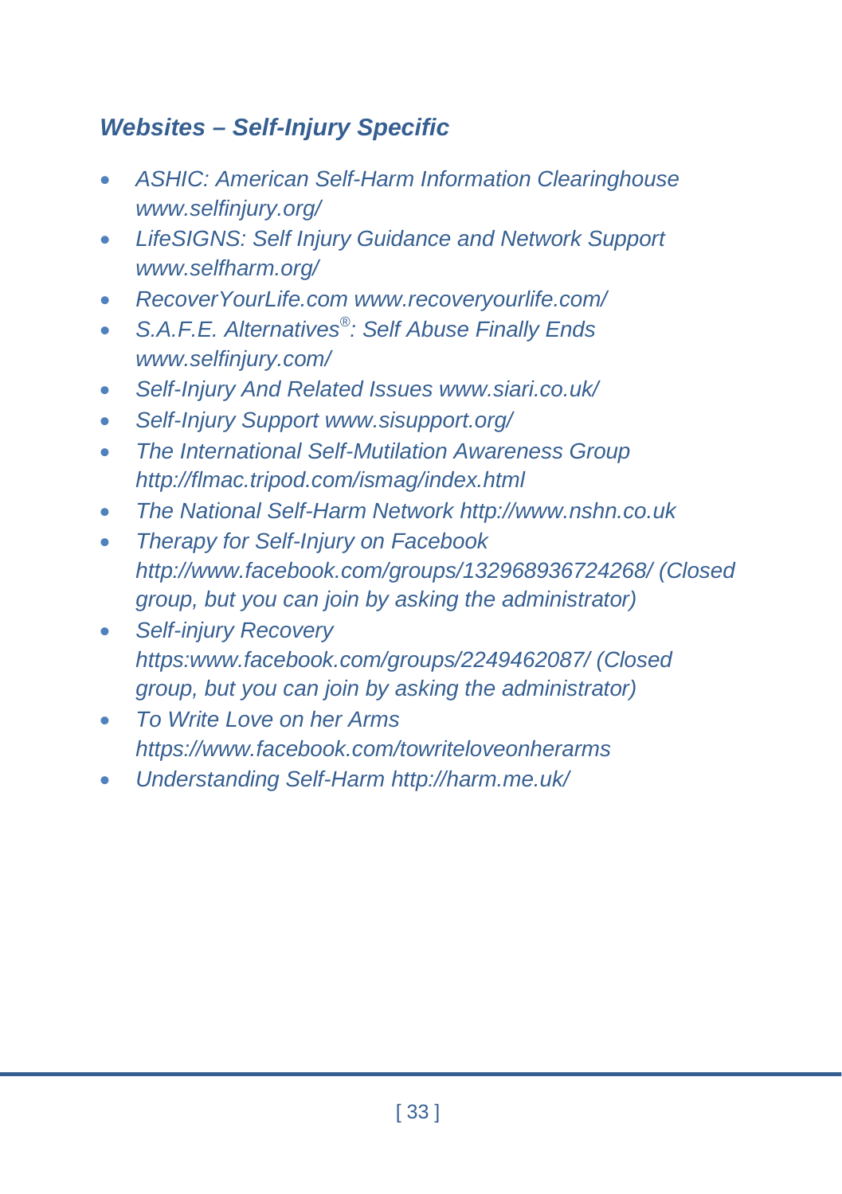### *Websites – Self-Injury Specific*

- *ASHIC: American Self-Harm Information Clearinghouse www.selfinjury.org/*
- *LifeSIGNS: Self Injury Guidance and Network Support www.selfharm.org/*
- *RecoverYourLife.com www.recoveryourlife.com/*
- *S.A.F.E. Alternatives®: Self Abuse Finally Ends www.selfinjury.com/*
- *Self-Injury And Related Issues www.siari.co.uk/*
- *Self-Injury Support www.sisupport.org/*
- *The International Self-Mutilation Awareness Group http://flmac.tripod.com/ismag/index.html*
- *The National Self-Harm Network http://www.nshn.co.uk*
- *Therapy for Self-Injury on Facebook http://www.facebook.com/groups/132968936724268/ (Closed group, but you can join by asking the administrator)*
- *Self-injury Recovery https:www.facebook.com/groups/2249462087/ (Closed group, but you can join by asking the administrator)*
- *To Write Love on her Arms https://www.facebook.com/towriteloveonherarms*
- *Understanding Self-Harm http://harm.me.uk/*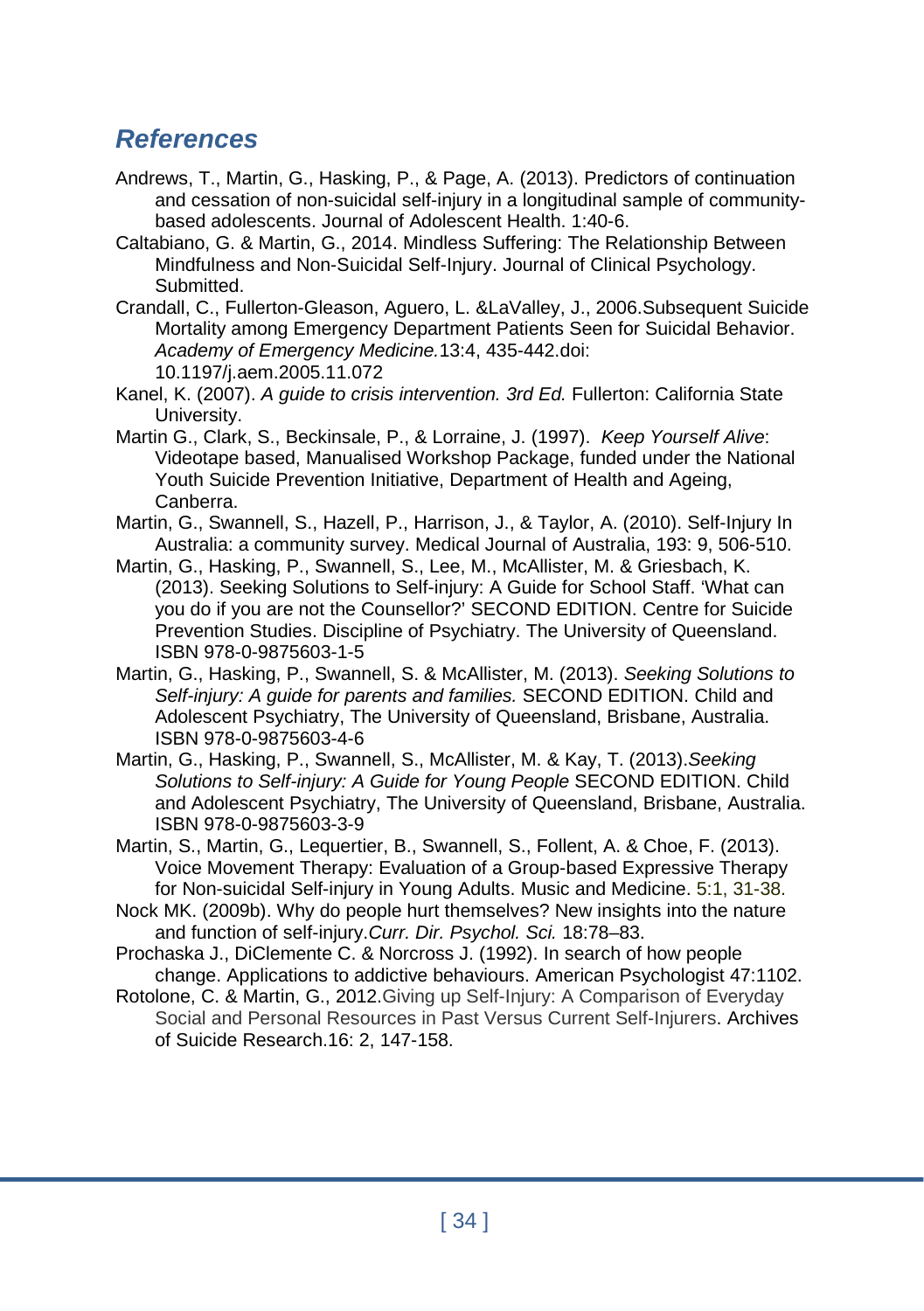## *References*

Andrews, T., Martin, G., Hasking, P., & Page, A. (2013). Predictors of continuation and cessation of non-suicidal self-injury in a longitudinal sample of community-based adolescents. Journal of Adolescent Health. 1:40-6.

Caltabiano, G. & Martin, G., 2014. Mindless Suffering: The Relationship Between Mindfulness and Non-Suicidal Self-Injury. Journal of Clinical Psychology. Submitted.

Crandall, C., Fullerton-Gleason, Aguero, L. &LaValley, J., 2006.Subsequent Suicide Mortality among Emergency Department Patients Seen for Suicidal Behavior. *Academy of Emergency Medicine.*13:4, 435-442.doi: 10.1197/j.aem.2005.11.072

Kanel, K. (2007). *A guide to crisis intervention. 3rd Ed.* Fullerton: California State University.

Martin G., Clark, S., Beckinsale, P., & Lorraine, J. (1997). *Keep Yourself Alive*: Videotape based, Manualised Workshop Package, funded under the National Youth Suicide Prevention Initiative, Department of Health and Ageing, Canberra.

Martin, G., Swannell, S., Hazell, P., Harrison, J., & Taylor, A. (2010). Self-Injury In Australia: a community survey. Medical Journal of Australia, 193: 9, 506-510.

Martin, G., Hasking, P., Swannell, S., Lee, M., McAllister, M. & Griesbach, K. (2013). Seeking Solutions to Self-injury: A Guide for School Staff. 'What can you do if you are not the Counsellor?' SECOND EDITION. Centre for Suicide Prevention Studies. Discipline of Psychiatry. The University of Queensland. ISBN 978-0-9875603-1-5

Martin, G., Hasking, P., Swannell, S. & McAllister, M. (2013). *Seeking Solutions to Self-injury: A guide for parents and families.* SECOND EDITION. Child and Adolescent Psychiatry, The University of Queensland, Brisbane, Australia. ISBN 978-0-9875603-4-6

Martin, G., Hasking, P., Swannell, S., McAllister, M. & Kay, T. (2013).*Seeking Solutions to Self-injury: A Guide for Young People* SECOND EDITION. Child and Adolescent Psychiatry, The University of Queensland, Brisbane, Australia. ISBN 978-0-9875603-3-9

Martin, S., Martin, G., Lequertier, B., Swannell, S., Follent, A. & Choe, F. (2013). Voice Movement Therapy: Evaluation of a Group-based Expressive Therapy for Non-suicidal Self-injury in Young Adults. Music and Medicine. 5:1, 31-38.

Nock MK. (2009b). Why do people hurt themselves? New insights into the nature and function of self-injury.*Curr. Dir. Psychol. Sci.* 18:78–83.

Prochaska J., DiClemente C. & Norcross J. (1992). In search of how people change. Applications to addictive behaviours. American Psychologist 47:1102.

Rotolone, C. & Martin, G., 2012.Giving up Self-Injury: A Comparison of Everyday Social and Personal Resources in Past Versus Current Self-Injurers. Archives of Suicide Research.16: 2, 147-158.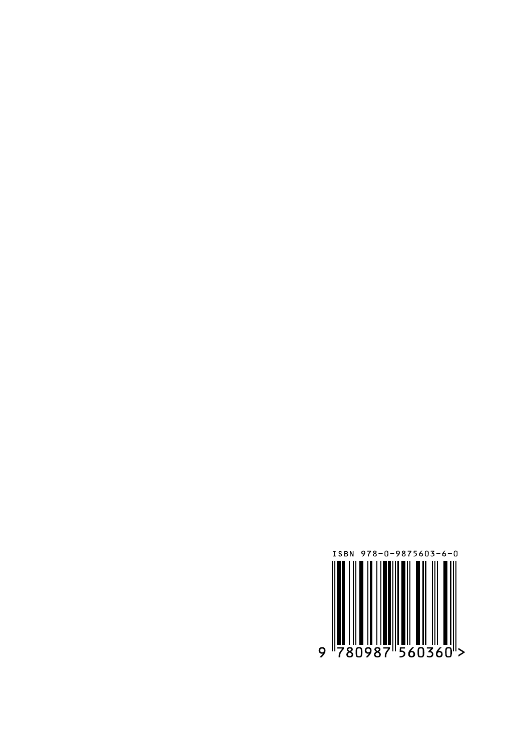ISBN 978-0-9875603-6-0

9 780987 560360 >